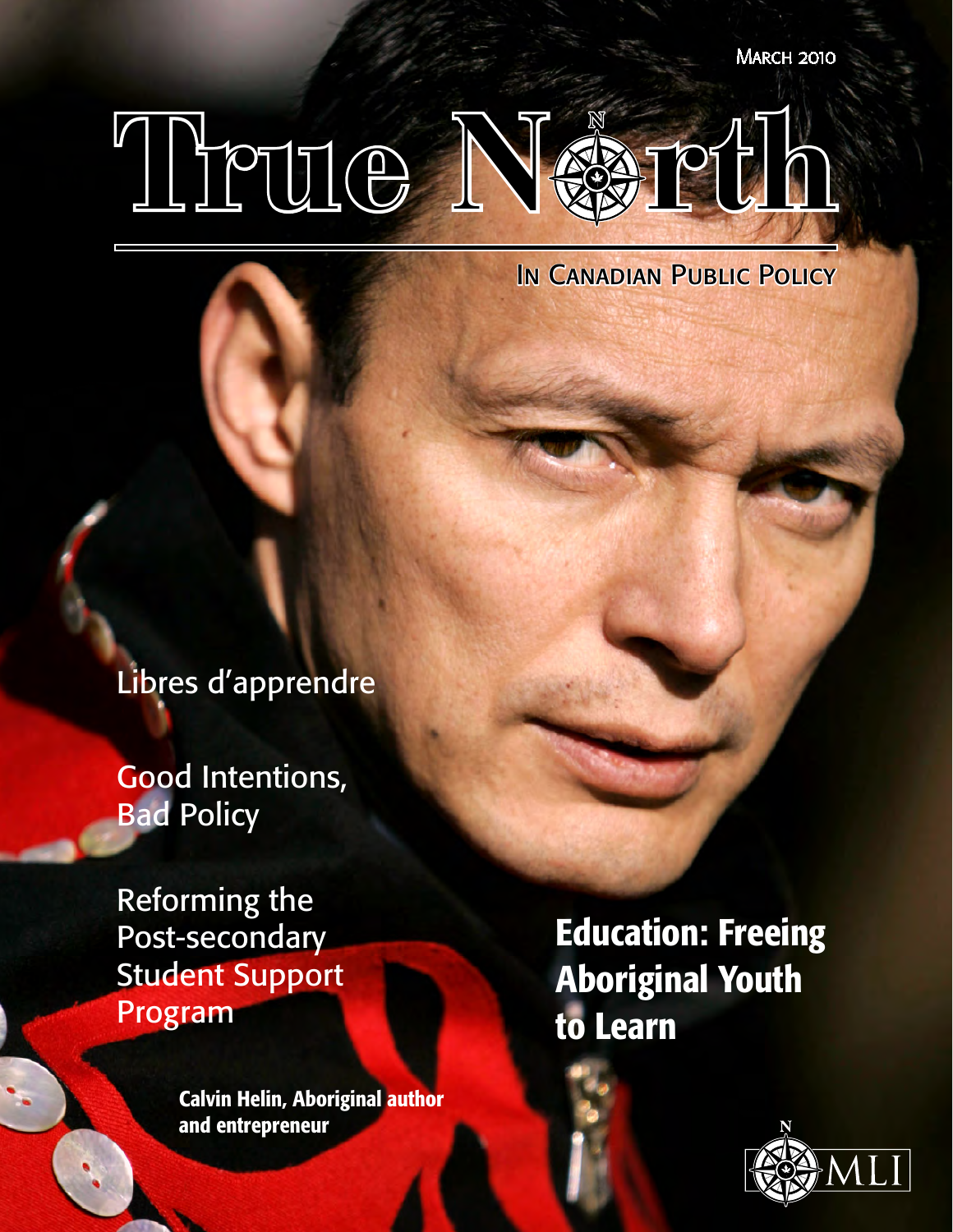March 2010

# True North

## In Canadian Public Policy

Libres d'apprendre

Good Intentions, Bad Policy

Reforming the Post-secondary Student Support Program

**Education: Freeing Aboriginal Youth to Learn**

**Calvin Helin, Aboriginal author and entrepreneur**

MLI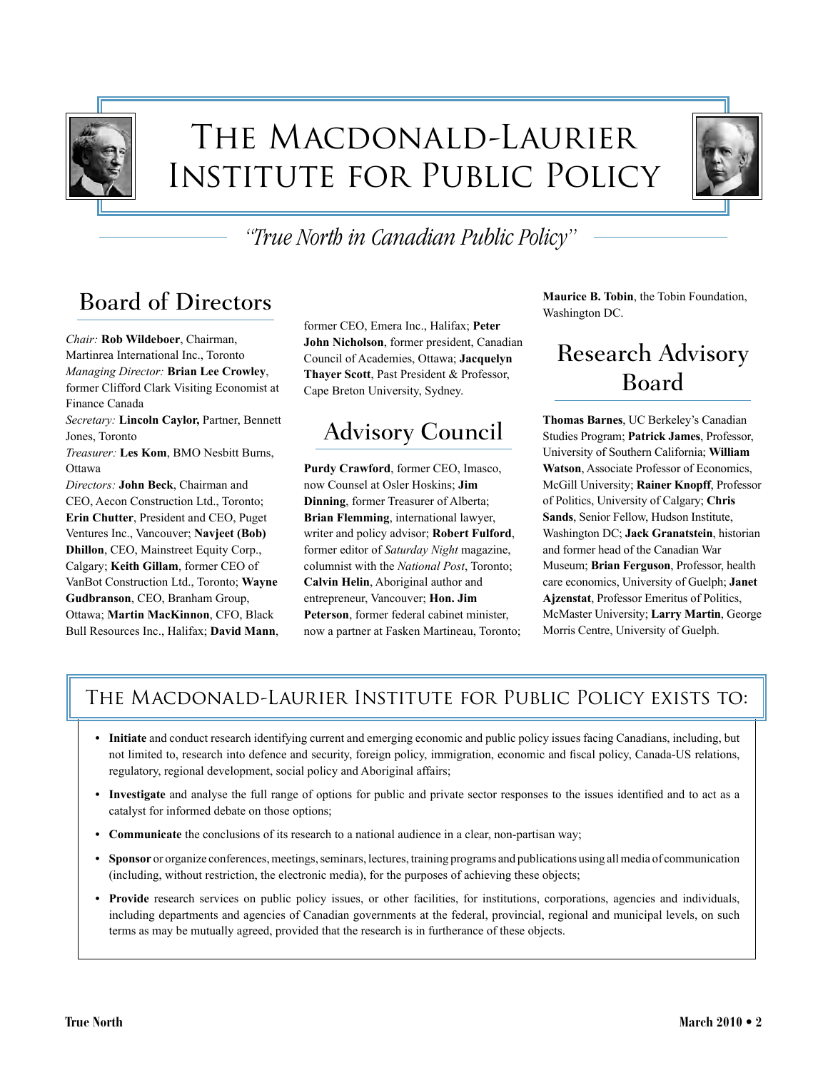# The Macdonald-Laurier Institute for Public Policy

*"True North in Canadian Public Policy"*

## Board of Directors

*Chair:* **Rob Wildeboer**, Chairman, Martinrea International Inc., Toronto
*Managing Director:* **Brian Lee Crowley**, former Clifford Clark Visiting Economist at Finance Canada
*Secretary:* **Lincoln Caylor,** Partner, Bennett Jones, Toronto
*Treasurer:* **Les Kom**, BMO Nesbitt Burns, Ottawa
*Directors:* **John Beck**, Chairman and CEO, Aecon Construction Ltd., Toronto; **Erin Chutter**, President and CEO, Puget Ventures Inc., Vancouver; **Navjeet (Bob) Dhillon**, CEO, Mainstreet Equity Corp., Calgary; **Keith Gillam**, former CEO of VanBot Construction Ltd., Toronto; **Wayne Gudbranson**, CEO, Branham Group, Ottawa; **Martin MacKinnon**, CFO, Black Bull Resources Inc., Halifax; **David Mann**, former CEO, Emera Inc., Halifax; **Peter John Nicholson**, former president, Canadian Council of Academies, Ottawa; **Jacquelyn Thayer Scott**, Past President & Professor, Cape Breton University, Sydney.

## Advisory Council

**Purdy Crawford**, former CEO, Imasco, now Counsel at Osler Hoskins; **Jim Dinning**, former Treasurer of Alberta; **Brian Flemming**, international lawyer, writer and policy advisor; **Robert Fulford**, former editor of *Saturday Night* magazine, columnist with the *National Post*, Toronto; **Calvin Helin**, Aboriginal author and entrepreneur, Vancouver; **Hon. Jim Peterson**, former federal cabinet minister, now a partner at Fasken Martineau, Toronto; **Maurice B. Tobin**, the Tobin Foundation, Washington DC.

## Research Advisory Board

**Thomas Barnes**, UC Berkeley's Canadian Studies Program; **Patrick James**, Professor, University of Southern California; **William Watson**, Associate Professor of Economics, McGill University; **Rainer Knopff**, Professor of Politics, University of Calgary; **Chris Sands**, Senior Fellow, Hudson Institute, Washington DC; **Jack Granatstein**, historian and former head of the Canadian War Museum; **Brian Ferguson**, Professor, health care economics, University of Guelph; **Janet Ajzenstat**, Professor Emeritus of Politics, McMaster University; **Larry Martin**, George Morris Centre, University of Guelph.

## The Macdonald-Laurier Institute for Public Policy exists to:

- **Initiate** and conduct research identifying current and emerging economic and public policy issues facing Canadians, including, but not limited to, research into defence and security, foreign policy, immigration, economic and fiscal policy, Canada-US relations, regulatory, regional development, social policy and Aboriginal affairs;
- **Investigate** and analyse the full range of options for public and private sector responses to the issues identified and to act as a catalyst for informed debate on those options;
- **Communicate** the conclusions of its research to a national audience in a clear, non-partisan way;
- **Sponsor** or organize conferences, meetings, seminars, lectures, training programs and publications using all media of communication (including, without restriction, the electronic media), for the purposes of achieving these objects;
- **Provide** research services on public policy issues, or other facilities, for institutions, corporations, agencies and individuals, including departments and agencies of Canadian governments at the federal, provincial, regional and municipal levels, on such terms as may be mutually agreed, provided that the research is in furtherance of these objects.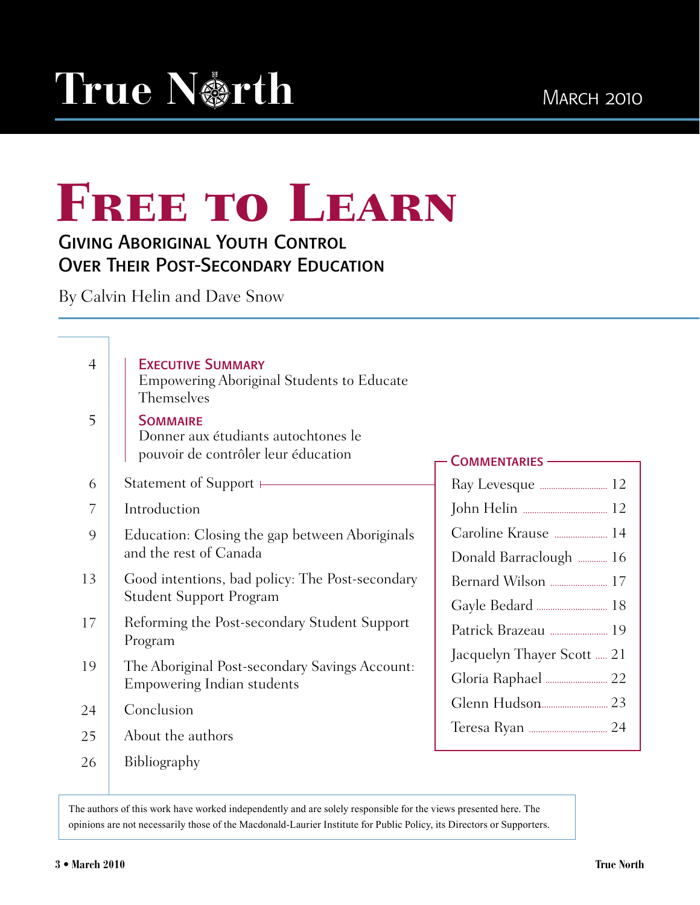True North — March 2010

# Free to Learn

## Giving Aboriginal Youth Control Over Their Post-Secondary Education

By Calvin Helin and Dave Snow

| Page | Contents |
|---|---|
| 4 | **Executive Summary** Empowering Aboriginal Students to Educate Themselves |
| 5 | **Sommaire** Donner aux étudiants autochtones le pouvoir de contrôler leur éducation |
| 6 | Statement of Support |
| 7 | Introduction |
| 9 | Education: Closing the gap between Aboriginals and the rest of Canada |
| 13 | Good intentions, bad policy: The Post-secondary Student Support Program |
| 17 | Reforming the Post-secondary Student Support Program |
| 19 | The Aboriginal Post-secondary Savings Account: Empowering Indian students |
| 24 | Conclusion |
| 25 | About the authors |
| 26 | Bibliography |

**Commentaries**

| Commentary | Page |
|---|---|
| Ray Levesque | 12 |
| John Helin | 12 |
| Caroline Krause | 14 |
| Donald Barraclough | 16 |
| Bernard Wilson | 17 |
| Gayle Bedard | 18 |
| Patrick Brazeau | 19 |
| Jacquelyn Thayer Scott | 21 |
| Gloria Raphael | 22 |
| Glenn Hudson | 23 |
| Teresa Ryan | 24 |

The authors of this work have worked independently and are solely responsible for the views presented here. The opinions are not necessarily those of the Macdonald-Laurier Institute for Public Policy, its Directors or Supporters.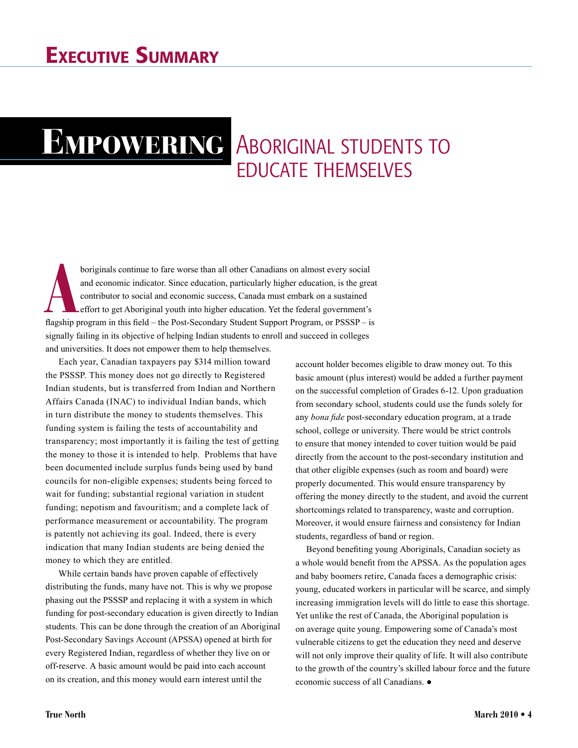# Executive Summary

## Empowering Aboriginal students to educate themselves

Aboriginals continue to fare worse than all other Canadians on almost every social and economic indicator. Since education, particularly higher education, is the great contributor to social and economic success, Canada must embark on a sustained effort to get Aboriginal youth into higher education. Yet the federal government's flagship program in this field – the Post-Secondary Student Support Program, or PSSSP – is signally failing in its objective of helping Indian students to enroll and succeed in colleges and universities. It does not empower them to help themselves.

Each year, Canadian taxpayers pay $314 million toward the PSSSP. This money does not go directly to Registered Indian students, but is transferred from Indian and Northern Affairs Canada (INAC) to individual Indian bands, which in turn distribute the money to students themselves. This funding system is failing the tests of accountability and transparency; most importantly it is failing the test of getting the money to those it is intended to help. Problems that have been documented include surplus funds being used by band councils for non-eligible expenses; students being forced to wait for funding; substantial regional variation in student funding; nepotism and favouritism; and a complete lack of performance measurement or accountability. The program is patently not achieving its goal. Indeed, there is every indication that many Indian students are being denied the money to which they are entitled.

While certain bands have proven capable of effectively distributing the funds, many have not. This is why we propose phasing out the PSSSP and replacing it with a system in which funding for post-secondary education is given directly to Indian students. This can be done through the creation of an Aboriginal Post-Secondary Savings Account (APSSA) opened at birth for every Registered Indian, regardless of whether they live on or off-reserve. A basic amount would be paid into each account on its creation, and this money would earn interest until the account holder becomes eligible to draw money out. To this basic amount (plus interest) would be added a further payment on the successful completion of Grades 6-12. Upon graduation from secondary school, students could use the funds solely for any *bona fide* post-secondary education program, at a trade school, college or university. There would be strict controls to ensure that money intended to cover tuition would be paid directly from the account to the post-secondary institution and that other eligible expenses (such as room and board) were properly documented. This would ensure transparency by offering the money directly to the student, and avoid the current shortcomings related to transparency, waste and corruption. Moreover, it would ensure fairness and consistency for Indian students, regardless of band or region.

Beyond benefiting young Aboriginals, Canadian society as a whole would benefit from the APSSA. As the population ages and baby boomers retire, Canada faces a demographic crisis: young, educated workers in particular will be scarce, and simply increasing immigration levels will do little to ease this shortage. Yet unlike the rest of Canada, the Aboriginal population is on average quite young. Empowering some of Canada's most vulnerable citizens to get the education they need and deserve will not only improve their quality of life. It will also contribute to the growth of the country's skilled labour force and the future economic success of all Canadians. ●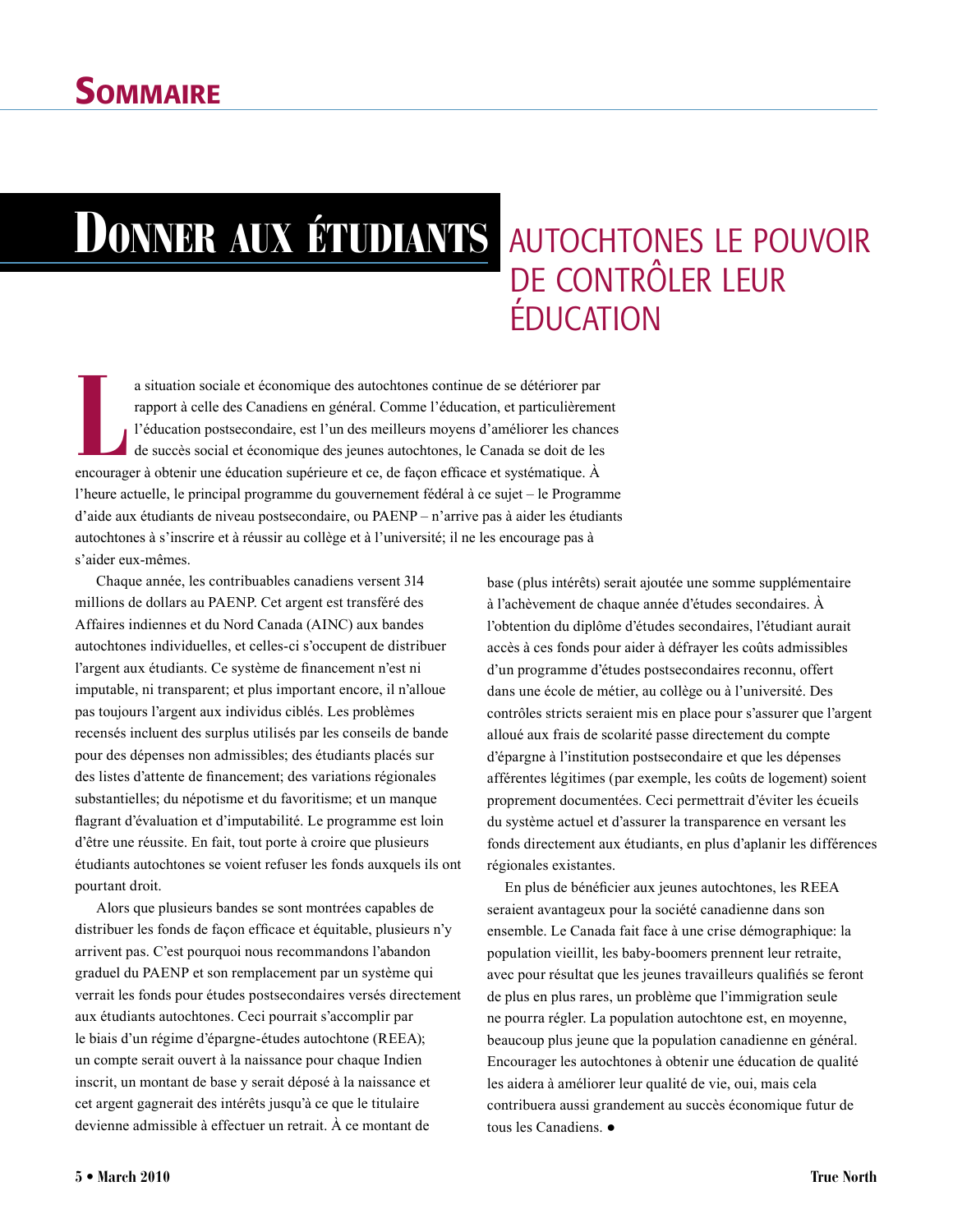# Sommaire

## Donner aux étudiants autochtones le pouvoir de contrôler leur éducation

La situation sociale et économique des autochtones continue de se détériorer par rapport à celle des Canadiens en général. Comme l'éducation, et particulièrement l'éducation postsecondaire, est l'un des meilleurs moyens d'améliorer les chances de succès social et économique des jeunes autochtones, le Canada se doit de les encourager à obtenir une éducation supérieure et ce, de façon efficace et systématique. À l'heure actuelle, le principal programme du gouvernement fédéral à ce sujet – le Programme d'aide aux étudiants de niveau postsecondaire, ou PAENP – n'arrive pas à aider les étudiants autochtones à s'inscrire et à réussir au collège et à l'université; il ne les encourage pas à s'aider eux-mêmes.

Chaque année, les contribuables canadiens versent 314 millions de dollars au PAENP. Cet argent est transféré des Affaires indiennes et du Nord Canada (AINC) aux bandes autochtones individuelles, et celles-ci s'occupent de distribuer l'argent aux étudiants. Ce système de financement n'est ni imputable, ni transparent; et plus important encore, il n'alloue pas toujours l'argent aux individus ciblés. Les problèmes recensés incluent des surplus utilisés par les conseils de bande pour des dépenses non admissibles; des étudiants placés sur des listes d'attente de financement; des variations régionales substantielles; du népotisme et du favoritisme; et un manque flagrant d'évaluation et d'imputabilité. Le programme est loin d'être une réussite. En fait, tout porte à croire que plusieurs étudiants autochtones se voient refuser les fonds auxquels ils ont pourtant droit.

Alors que plusieurs bandes se sont montrées capables de distribuer les fonds de façon efficace et équitable, plusieurs n'y arrivent pas. C'est pourquoi nous recommandons l'abandon graduel du PAENP et son remplacement par un système qui verrait les fonds pour études postsecondaires versés directement aux étudiants autochtones. Ceci pourrait s'accomplir par le biais d'un régime d'épargne-études autochtone (REEA); un compte serait ouvert à la naissance pour chaque Indien inscrit, un montant de base y serait déposé à la naissance et cet argent gagnerait des intérêts jusqu'à ce que le titulaire devienne admissible à effectuer un retrait. À ce montant de base (plus intérêts) serait ajoutée une somme supplémentaire à l'achèvement de chaque année d'études secondaires. À l'obtention du diplôme d'études secondaires, l'étudiant aurait accès à ces fonds pour aider à défrayer les coûts admissibles d'un programme d'études postsecondaires reconnu, offert dans une école de métier, au collège ou à l'université. Des contrôles stricts seraient mis en place pour s'assurer que l'argent alloué aux frais de scolarité passe directement du compte d'épargne à l'institution postsecondaire et que les dépenses afférentes légitimes (par exemple, les coûts de logement) soient proprement documentées. Ceci permettrait d'éviter les écueils du système actuel et d'assurer la transparence en versant les fonds directement aux étudiants, en plus d'aplanir les différences régionales existantes.

En plus de bénéficier aux jeunes autochtones, les REEA seraient avantageux pour la société canadienne dans son ensemble. Le Canada fait face à une crise démographique: la population vieillit, les baby-boomers prennent leur retraite, avec pour résultat que les jeunes travailleurs qualifiés se feront de plus en plus rares, un problème que l'immigration seule ne pourra régler. La population autochtone est, en moyenne, beaucoup plus jeune que la population canadienne en général. Encourager les autochtones à obtenir une éducation de qualité les aidera à améliorer leur qualité de vie, oui, mais cela contribuera aussi grandement au succès économique futur de tous les Canadiens. ●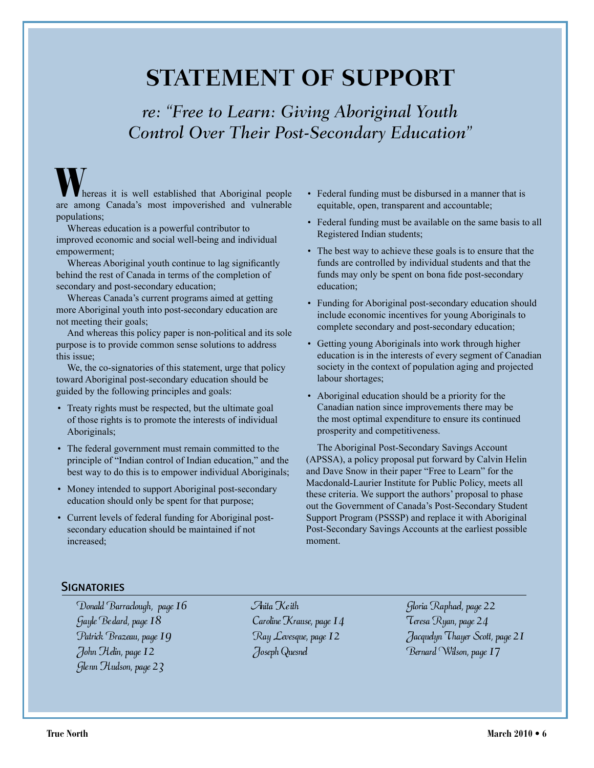# STATEMENT OF SUPPORT

## *re: "Free to Learn: Giving Aboriginal Youth Control Over Their Post-Secondary Education"*

Whereas it is well established that Aboriginal people are among Canada's most impoverished and vulnerable populations;

Whereas education is a powerful contributor to improved economic and social well-being and individual empowerment;

Whereas Aboriginal youth continue to lag significantly behind the rest of Canada in terms of the completion of secondary and post-secondary education;

Whereas Canada's current programs aimed at getting more Aboriginal youth into post-secondary education are not meeting their goals;

And whereas this policy paper is non-political and its sole purpose is to provide common sense solutions to address this issue;

We, the co-signatories of this statement, urge that policy toward Aboriginal post-secondary education should be guided by the following principles and goals:

- Treaty rights must be respected, but the ultimate goal of those rights is to promote the interests of individual Aboriginals;
- The federal government must remain committed to the principle of "Indian control of Indian education," and the best way to do this is to empower individual Aboriginals;
- Money intended to support Aboriginal post-secondary education should only be spent for that purpose;
- Current levels of federal funding for Aboriginal post-secondary education should be maintained if not increased;
- Federal funding must be disbursed in a manner that is equitable, open, transparent and accountable;
- Federal funding must be available on the same basis to all Registered Indian students;
- The best way to achieve these goals is to ensure that the funds are controlled by individual students and that the funds may only be spent on bona fide post-secondary education;
- Funding for Aboriginal post-secondary education should include economic incentives for young Aboriginals to complete secondary and post-secondary education;
- Getting young Aboriginals into work through higher education is in the interests of every segment of Canadian society in the context of population aging and projected labour shortages;
- Aboriginal education should be a priority for the Canadian nation since improvements there may be the most optimal expenditure to ensure its continued prosperity and competitiveness.

The Aboriginal Post-Secondary Savings Account (APSSA), a policy proposal put forward by Calvin Helin and Dave Snow in their paper "Free to Learn" for the Macdonald-Laurier Institute for Public Policy, meets all these criteria. We support the authors' proposal to phase out the Government of Canada's Post-Secondary Student Support Program (PSSSP) and replace it with Aboriginal Post-Secondary Savings Accounts at the earliest possible moment.

### Signatories

*Donald Barraclough, page 16*
*Gayle Bedard, page 18*
*Patrick Brazeau, page 19*
*John Helin, page 12*
*Glenn Hudson, page 23*
*Anita Keith*
*Caroline Krause, page 14*
*Ray Levesque, page 12*
*Joseph Quesnel*
*Gloria Raphael, page 22*
*Teresa Ryan, page 24*
*Jacquelyn Thayer Scott, page 21*
*Bernard Wilson, page 17*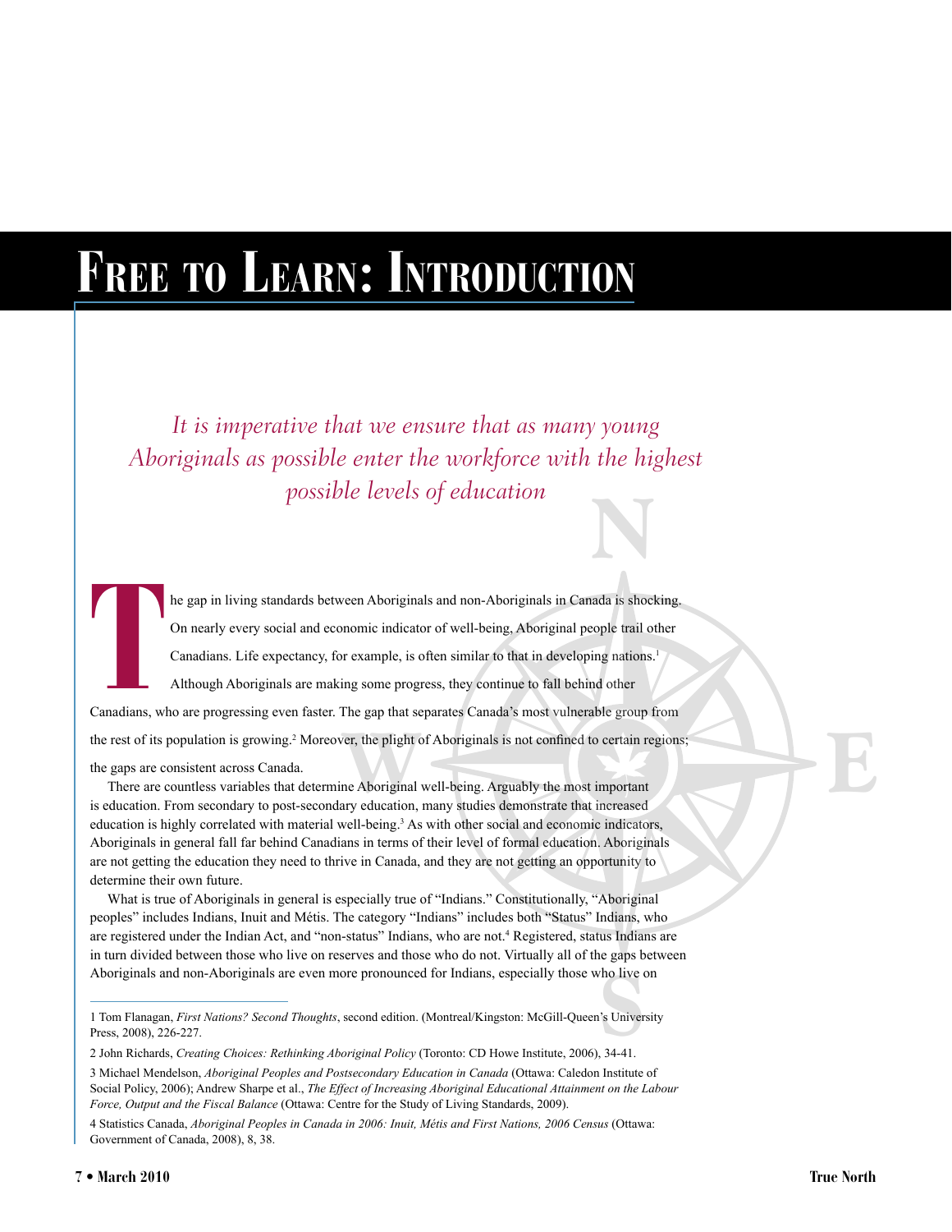# Free to Learn: Introduction

*It is imperative that we ensure that as many young Aboriginals as possible enter the workforce with the highest possible levels of education*

The gap in living standards between Aboriginals and non-Aboriginals in Canada is shocking. On nearly every social and economic indicator of well-being, Aboriginal people trail other Canadians. Life expectancy, for example, is often similar to that in developing nations.[1] Although Aboriginals are making some progress, they continue to fall behind other Canadians, who are progressing even faster. The gap that separates Canada's most vulnerable group from the rest of its population is growing.[2] Moreover, the plight of Aboriginals is not confined to certain regions; the gaps are consistent across Canada.

There are countless variables that determine Aboriginal well-being. Arguably the most important is education. From secondary to post-secondary education, many studies demonstrate that increased education is highly correlated with material well-being.[3] As with other social and economic indicators, Aboriginals in general fall far behind Canadians in terms of their level of formal education. Aboriginals are not getting the education they need to thrive in Canada, and they are not getting an opportunity to determine their own future.

What is true of Aboriginals in general is especially true of "Indians." Constitutionally, "Aboriginal peoples" includes Indians, Inuit and Métis. The category "Indians" includes both "Status" Indians, who are registered under the Indian Act, and "non-status" Indians, who are not.[4] Registered, status Indians are in turn divided between those who live on reserves and those who do not. Virtually all of the gaps between Aboriginals and non-Aboriginals are even more pronounced for Indians, especially those who live on

---

1 Tom Flanagan, *First Nations? Second Thoughts*, second edition. (Montreal/Kingston: McGill-Queen's University Press, 2008), 226-227.

2 John Richards, *Creating Choices: Rethinking Aboriginal Policy* (Toronto: CD Howe Institute, 2006), 34-41.

3 Michael Mendelson, *Aboriginal Peoples and Postsecondary Education in Canada* (Ottawa: Caledon Institute of Social Policy, 2006); Andrew Sharpe et al., *The Effect of Increasing Aboriginal Educational Attainment on the Labour Force, Output and the Fiscal Balance* (Ottawa: Centre for the Study of Living Standards, 2009).

4 Statistics Canada, *Aboriginal Peoples in Canada in 2006: Inuit, Métis and First Nations, 2006 Census* (Ottawa: Government of Canada, 2008), 8, 38.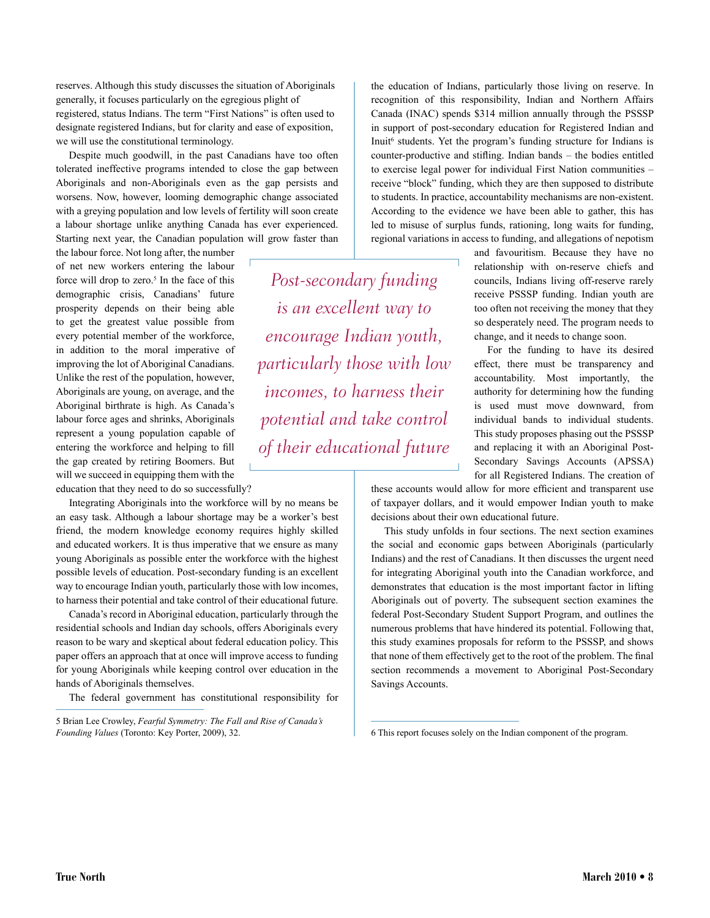reserves. Although this study discusses the situation of Aboriginals generally, it focuses particularly on the egregious plight of registered, status Indians. The term "First Nations" is often used to designate registered Indians, but for clarity and ease of exposition, we will use the constitutional terminology.

Despite much goodwill, in the past Canadians have too often tolerated ineffective programs intended to close the gap between Aboriginals and non-Aboriginals even as the gap persists and worsens. Now, however, looming demographic change associated with a greying population and low levels of fertility will soon create a labour shortage unlike anything Canada has ever experienced. Starting next year, the Canadian population will grow faster than the labour force. Not long after, the number of net new workers entering the labour force will drop to zero.[5] In the face of this demographic crisis, Canadians' future prosperity depends on their being able to get the greatest value possible from every potential member of the workforce, in addition to the moral imperative of improving the lot of Aboriginal Canadians. Unlike the rest of the population, however, Aboriginals are young, on average, and the Aboriginal birthrate is high. As Canada's labour force ages and shrinks, Aboriginals represent a young population capable of entering the workforce and helping to fill the gap created by retiring Boomers. But will we succeed in equipping them with the education that they need to do so successfully?

Integrating Aboriginals into the workforce will by no means be an easy task. Although a labour shortage may be a worker's best friend, the modern knowledge economy requires highly skilled and educated workers. It is thus imperative that we ensure as many young Aboriginals as possible enter the workforce with the highest possible levels of education. Post-secondary funding is an excellent way to encourage Indian youth, particularly those with low incomes, to harness their potential and take control of their educational future.

Canada's record in Aboriginal education, particularly through the residential schools and Indian day schools, offers Aboriginals every reason to be wary and skeptical about federal education policy. This paper offers an approach that at once will improve access to funding for young Aboriginals while keeping control over education in the hands of Aboriginals themselves.

The federal government has constitutional responsibility for the education of Indians, particularly those living on reserve. In recognition of this responsibility, Indian and Northern Affairs Canada (INAC) spends $314 million annually through the PSSSP in support of post-secondary education for Registered Indian and Inuit[6] students. Yet the program's funding structure for Indians is counter-productive and stifling. Indian bands – the bodies entitled to exercise legal power for individual First Nation communities – receive "block" funding, which they are then supposed to distribute to students. In practice, accountability mechanisms are non-existent. According to the evidence we have been able to gather, this has led to misuse of surplus funds, rationing, long waits for funding, regional variations in access to funding, and allegations of nepotism and favouritism. Because they have no relationship with on-reserve chiefs and councils, Indians living off-reserve rarely receive PSSSP funding. Indian youth are too often not receiving the money that they so desperately need. The program needs to change, and it needs to change soon.

> *Post-secondary funding is an excellent way to encourage Indian youth, particularly those with low incomes, to harness their potential and take control of their educational future*

For the funding to have its desired effect, there must be transparency and accountability. Most importantly, the authority for determining how the funding is used must move downward, from individual bands to individual students. This study proposes phasing out the PSSSP and replacing it with an Aboriginal Post-Secondary Savings Accounts (APSSA) for all Registered Indians. The creation of these accounts would allow for more efficient and transparent use of taxpayer dollars, and it would empower Indian youth to make decisions about their own educational future.

This study unfolds in four sections. The next section examines the social and economic gaps between Aboriginals (particularly Indians) and the rest of Canadians. It then discusses the urgent need for integrating Aboriginal youth into the Canadian workforce, and demonstrates that education is the most important factor in lifting Aboriginals out of poverty. The subsequent section examines the federal Post-Secondary Student Support Program, and outlines the numerous problems that have hindered its potential. Following that, this study examines proposals for reform to the PSSSP, and shows that none of them effectively get to the root of the problem. The final section recommends a movement to Aboriginal Post-Secondary Savings Accounts.

---

5 Brian Lee Crowley, *Fearful Symmetry: The Fall and Rise of Canada's Founding Values* (Toronto: Key Porter, 2009), 32.

6 This report focuses solely on the Indian component of the program.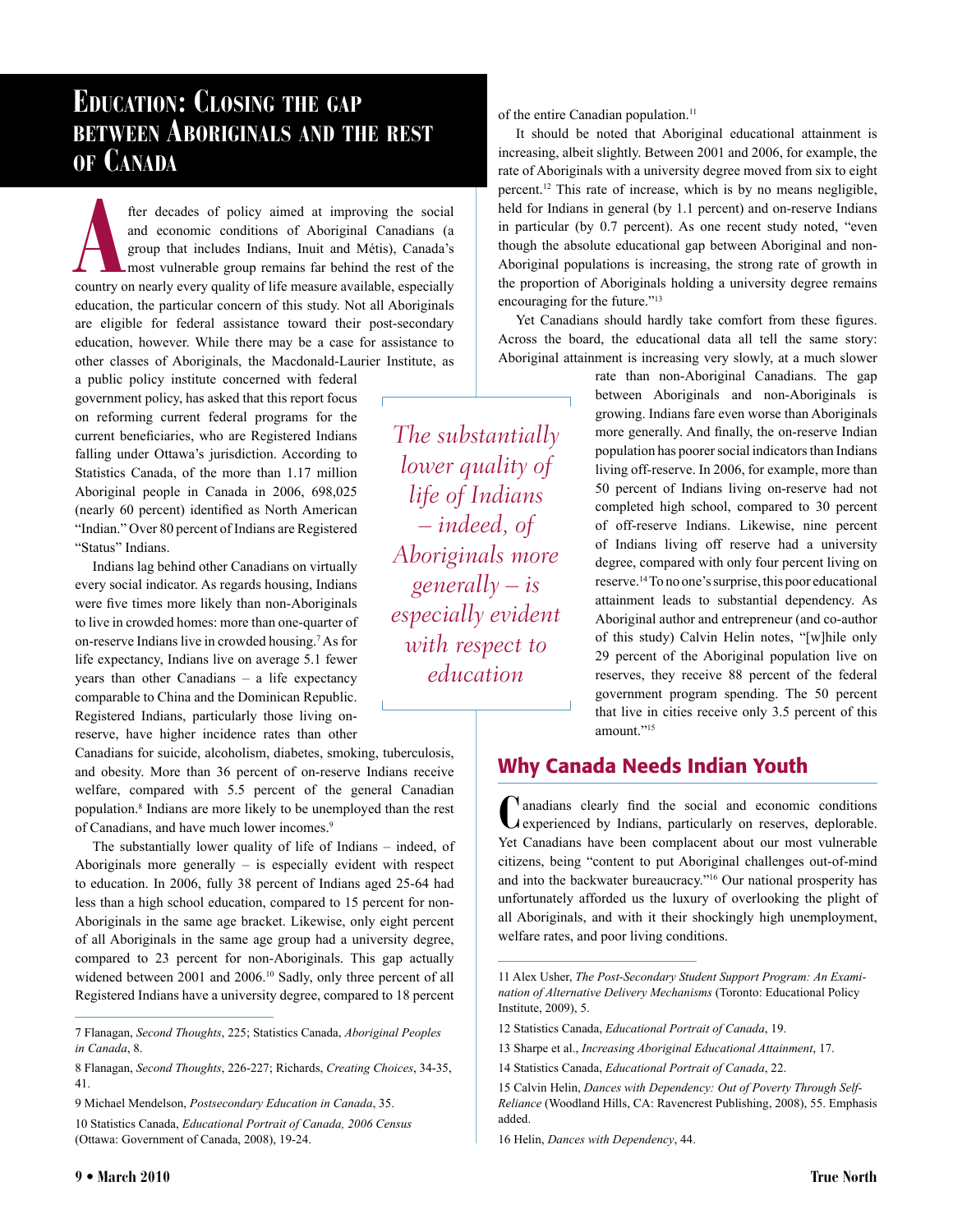# Education: Closing the gap between Aboriginals and the rest of Canada

After decades of policy aimed at improving the social and economic conditions of Aboriginal Canadians (a group that includes Indians, Inuit and Métis), Canada's most vulnerable group remains far behind the rest of the country on nearly every quality of life measure available, especially education, the particular concern of this study. Not all Aboriginals are eligible for federal assistance toward their post-secondary education, however. While there may be a case for assistance to other classes of Aboriginals, the Macdonald-Laurier Institute, as a public policy institute concerned with federal government policy, has asked that this report focus on reforming current federal programs for the current beneficiaries, who are Registered Indians falling under Ottawa's jurisdiction. According to Statistics Canada, of the more than 1.17 million Aboriginal people in Canada in 2006, 698,025 (nearly 60 percent) identified as North American "Indian." Over 80 percent of Indians are Registered "Status" Indians.

Indians lag behind other Canadians on virtually every social indicator. As regards housing, Indians were five times more likely than non-Aboriginals to live in crowded homes: more than one-quarter of on-reserve Indians live in crowded housing.[7] As for life expectancy, Indians live on average 5.1 fewer years than other Canadians – a life expectancy comparable to China and the Dominican Republic. Registered Indians, particularly those living on-reserve, have higher incidence rates than other Canadians for suicide, alcoholism, diabetes, smoking, tuberculosis, and obesity. More than 36 percent of on-reserve Indians receive welfare, compared with 5.5 percent of the general Canadian population.[8] Indians are more likely to be unemployed than the rest of Canadians, and have much lower incomes.[9]

> *The substantially lower quality of life of Indians – indeed, of Aboriginals more generally – is especially evident with respect to education*

The substantially lower quality of life of Indians – indeed, of Aboriginals more generally – is especially evident with respect to education. In 2006, fully 38 percent of Indians aged 25-64 had less than a high school education, compared to 15 percent for non-Aboriginals in the same age bracket. Likewise, only eight percent of all Aboriginals in the same age group had a university degree, compared to 23 percent for non-Aboriginals. This gap actually widened between 2001 and 2006.[10] Sadly, only three percent of all Registered Indians have a university degree, compared to 18 percent of the entire Canadian population.[11]

It should be noted that Aboriginal educational attainment is increasing, albeit slightly. Between 2001 and 2006, for example, the rate of Aboriginals with a university degree moved from six to eight percent.[12] This rate of increase, which is by no means negligible, held for Indians in general (by 1.1 percent) and on-reserve Indians in particular (by 0.7 percent). As one recent study noted, "even though the absolute educational gap between Aboriginal and non-Aboriginal populations is increasing, the strong rate of growth in the proportion of Aboriginals holding a university degree remains encouraging for the future."[13]

Yet Canadians should hardly take comfort from these figures. Across the board, the educational data all tell the same story: Aboriginal attainment is increasing very slowly, at a much slower rate than non-Aboriginal Canadians. The gap between Aboriginals and non-Aboriginals is growing. Indians fare even worse than Aboriginals more generally. And finally, the on-reserve Indian population has poorer social indicators than Indians living off-reserve. In 2006, for example, more than 50 percent of Indians living on-reserve had not completed high school, compared to 30 percent of off-reserve Indians. Likewise, nine percent of Indians living off reserve had a university degree, compared with only four percent living on reserve.[14] To no one's surprise, this poor educational attainment leads to substantial dependency. As Aboriginal author and entrepreneur (and co-author of this study) Calvin Helin notes, "[w]hile only 29 percent of the Aboriginal population live on reserves, they receive 88 percent of the federal government program spending. The 50 percent that live in cities receive only 3.5 percent of this amount."[15]

## Why Canada Needs Indian Youth

Canadians clearly find the social and economic conditions experienced by Indians, particularly on reserves, deplorable. Yet Canadians have been complacent about our most vulnerable citizens, being "content to put Aboriginal challenges out-of-mind and into the backwater bureaucracy."[16] Our national prosperity has unfortunately afforded us the luxury of overlooking the plight of all Aboriginals, and with it their shockingly high unemployment, welfare rates, and poor living conditions.

---

7 Flanagan, *Second Thoughts*, 225; Statistics Canada, *Aboriginal Peoples in Canada*, 8.

8 Flanagan, *Second Thoughts*, 226-227; Richards, *Creating Choices*, 34-35, 41.

9 Michael Mendelson, *Postsecondary Education in Canada*, 35.

10 Statistics Canada, *Educational Portrait of Canada, 2006 Census* (Ottawa: Government of Canada, 2008), 19-24.

11 Alex Usher, *The Post-Secondary Student Support Program: An Examination of Alternative Delivery Mechanisms* (Toronto: Educational Policy Institute, 2009), 5.

12 Statistics Canada, *Educational Portrait of Canada*, 19.

13 Sharpe et al., *Increasing Aboriginal Educational Attainment*, 17.

14 Statistics Canada, *Educational Portrait of Canada*, 22.

15 Calvin Helin, *Dances with Dependency: Out of Poverty Through Self-Reliance* (Woodland Hills, CA: Ravencrest Publishing, 2008), 55. Emphasis added.

16 Helin, *Dances with Dependency*, 44.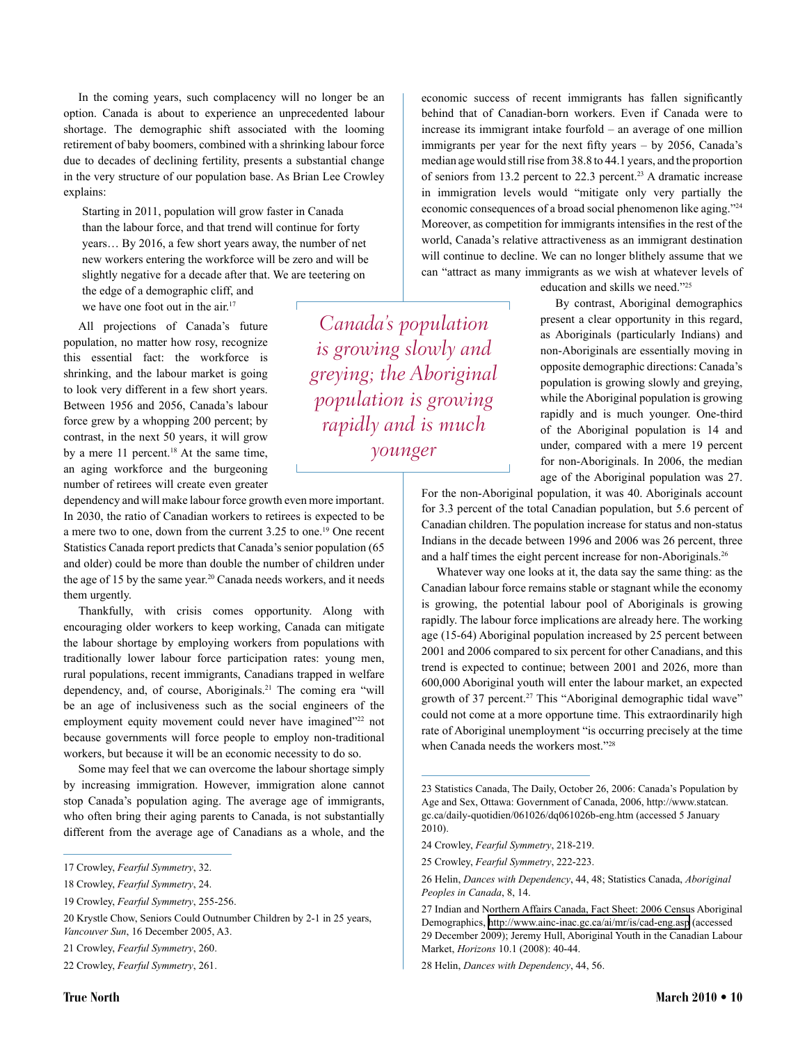In the coming years, such complacency will no longer be an option. Canada is about to experience an unprecedented labour shortage. The demographic shift associated with the looming retirement of baby boomers, combined with a shrinking labour force due to decades of declining fertility, presents a substantial change in the very structure of our population base. As Brian Lee Crowley explains:

> Starting in 2011, population will grow faster in Canada than the labour force, and that trend will continue for forty years… By 2016, a few short years away, the number of net new workers entering the workforce will be zero and will be slightly negative for a decade after that. We are teetering on the edge of a demographic cliff, and we have one foot out in the air.[17]

All projections of Canada's future population, no matter how rosy, recognize this essential fact: the workforce is shrinking, and the labour market is going to look very different in a few short years. Between 1956 and 2056, Canada's labour force grew by a whopping 200 percent; by contrast, in the next 50 years, it will grow by a mere 11 percent.[18] At the same time, an aging workforce and the burgeoning number of retirees will create even greater dependency and will make labour force growth even more important. In 2030, the ratio of Canadian workers to retirees is expected to be a mere two to one, down from the current 3.25 to one.[19] One recent Statistics Canada report predicts that Canada's senior population (65 and older) could be more than double the number of children under the age of 15 by the same year.[20] Canada needs workers, and it needs them urgently.

Thankfully, with crisis comes opportunity. Along with encouraging older workers to keep working, Canada can mitigate the labour shortage by employing workers from populations with traditionally lower labour force participation rates: young men, rural populations, recent immigrants, Canadians trapped in welfare dependency, and, of course, Aboriginals.[21] The coming era "will be an age of inclusiveness such as the social engineers of the employment equity movement could never have imagined"[22] not because governments will force people to employ non-traditional workers, but because it will be an economic necessity to do so.

Some may feel that we can overcome the labour shortage simply by increasing immigration. However, immigration alone cannot stop Canada's population aging. The average age of immigrants, who often bring their aging parents to Canada, is not substantially different from the average age of Canadians as a whole, and the economic success of recent immigrants has fallen significantly behind that of Canadian-born workers. Even if Canada were to increase its immigrant intake fourfold – an average of one million immigrants per year for the next fifty years – by 2056, Canada's median age would still rise from 38.8 to 44.1 years, and the proportion of seniors from 13.2 percent to 22.3 percent.[23] A dramatic increase in immigration levels would "mitigate only very partially the economic consequences of a broad social phenomenon like aging."[24] Moreover, as competition for immigrants intensifies in the rest of the world, Canada's relative attractiveness as an immigrant destination will continue to decline. We can no longer blithely assume that we can "attract as many immigrants as we wish at whatever levels of education and skills we need."[25]

*Canada's population is growing slowly and greying; the Aboriginal population is growing rapidly and is much younger*

By contrast, Aboriginal demographics present a clear opportunity in this regard, as Aboriginals (particularly Indians) and non-Aboriginals are essentially moving in opposite demographic directions: Canada's population is growing slowly and greying, while the Aboriginal population is growing rapidly and is much younger. One-third of the Aboriginal population is 14 and under, compared with a mere 19 percent for non-Aboriginals. In 2006, the median age of the Aboriginal population was 27. For the non-Aboriginal population, it was 40. Aboriginals account for 3.3 percent of the total Canadian population, but 5.6 percent of Canadian children. The population increase for status and non-status Indians in the decade between 1996 and 2006 was 26 percent, three and a half times the eight percent increase for non-Aboriginals.[26]

Whatever way one looks at it, the data say the same thing: as the Canadian labour force remains stable or stagnant while the economy is growing, the potential labour pool of Aboriginals is growing rapidly. The labour force implications are already here. The working age (15-64) Aboriginal population increased by 25 percent between 2001 and 2006 compared to six percent for other Canadians, and this trend is expected to continue; between 2001 and 2026, more than 600,000 Aboriginal youth will enter the labour market, an expected growth of 37 percent.[27] This "Aboriginal demographic tidal wave" could not come at a more opportune time. This extraordinarily high rate of Aboriginal unemployment "is occurring precisely at the time when Canada needs the workers most."[28]

---

17 Crowley, *Fearful Symmetry*, 32.

18 Crowley, *Fearful Symmetry*, 24.

19 Crowley, *Fearful Symmetry*, 255-256.

20 Krystle Chow, Seniors Could Outnumber Children by 2-1 in 25 years, *Vancouver Sun*, 16 December 2005, A3.

21 Crowley, *Fearful Symmetry*, 260.

22 Crowley, *Fearful Symmetry*, 261.

23 Statistics Canada, The Daily, October 26, 2006: Canada's Population by Age and Sex, Ottawa: Government of Canada, 2006, http://www.statcan.gc.ca/daily-quotidien/061026/dq061026b-eng.htm (accessed 5 January 2010).

24 Crowley, *Fearful Symmetry*, 218-219.

25 Crowley, *Fearful Symmetry*, 222-223.

26 Helin, *Dances with Dependency*, 44, 48; Statistics Canada, *Aboriginal Peoples in Canada*, 8, 14.

27 Indian and Northern Affairs Canada, Fact Sheet: 2006 Census Aboriginal Demographics, http://www.ainc-inac.gc.ca/ai/mr/is/cad-eng.asp (accessed 29 December 2009); Jeremy Hull, Aboriginal Youth in the Canadian Labour Market, *Horizons* 10.1 (2008): 40-44.

28 Helin, *Dances with Dependency*, 44, 56.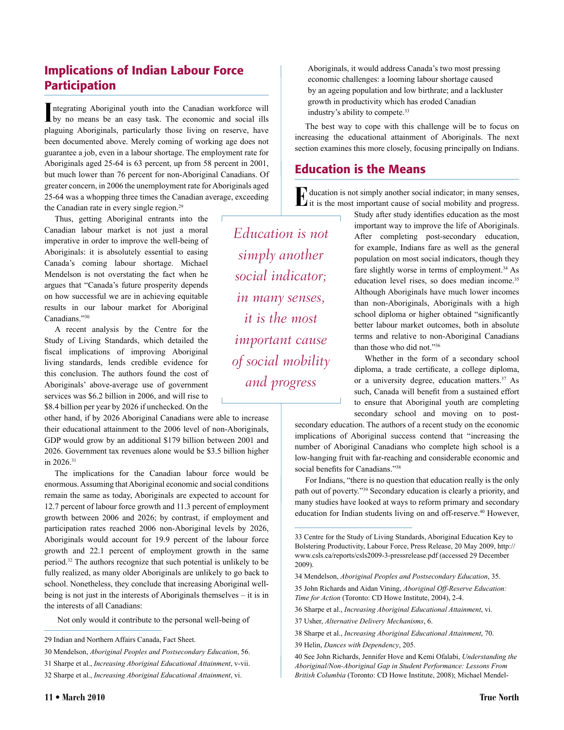## Implications of Indian Labour Force Participation

Integrating Aboriginal youth into the Canadian workforce will by no means be an easy task. The economic and social ills plaguing Aboriginals, particularly those living on reserve, have been documented above. Merely coming of working age does not guarantee a job, even in a labour shortage. The employment rate for Aboriginals aged 25-64 is 63 percent, up from 58 percent in 2001, but much lower than 76 percent for non-Aboriginal Canadians. Of greater concern, in 2006 the unemployment rate for Aboriginals aged 25-64 was a whopping three times the Canadian average, exceeding the Canadian rate in every single region.[29]

Thus, getting Aboriginal entrants into the Canadian labour market is not just a moral imperative in order to improve the well-being of Aboriginals: it is absolutely essential to easing Canada's coming labour shortage. Michael Mendelson is not overstating the fact when he argues that "Canada's future prosperity depends on how successful we are in achieving equitable results in our labour market for Aboriginal Canadians."[30]

A recent analysis by the Centre for the Study of Living Standards, which detailed the fiscal implications of improving Aboriginal living standards, lends credible evidence for this conclusion. The authors found the cost of Aboriginals' above-average use of government services was $6.2 billion in 2006, and will rise to $8.4 billion per year by 2026 if unchecked. On the other hand, if by 2026 Aboriginal Canadians were able to increase their educational attainment to the 2006 level of non-Aboriginals, GDP would grow by an additional $179 billion between 2001 and 2026. Government tax revenues alone would be $3.5 billion higher in 2026.[31]

The implications for the Canadian labour force would be enormous. Assuming that Aboriginal economic and social conditions remain the same as today, Aboriginals are expected to account for 12.7 percent of labour force growth and 11.3 percent of employment growth between 2006 and 2026; by contrast, if employment and participation rates reached 2006 non-Aboriginal levels by 2026, Aboriginals would account for 19.9 percent of the labour force growth and 22.1 percent of employment growth in the same period.[32] The authors recognize that such potential is unlikely to be fully realized, as many older Aboriginals are unlikely to go back to school. Nonetheless, they conclude that increasing Aboriginal well-being is not just in the interests of Aboriginals themselves – it is in the interests of all Canadians:

> Not only would it contribute to the personal well-being of Aboriginals, it would address Canada's two most pressing economic challenges: a looming labour shortage caused by an ageing population and low birthrate; and a lackluster growth in productivity which has eroded Canadian industry's ability to compete.[33]

The best way to cope with this challenge will be to focus on increasing the educational attainment of Aboriginals. The next section examines this more closely, focusing principally on Indians.

## Education is the Means

Education is not simply another social indicator; in many senses, it is the most important cause of social mobility and progress. Study after study identifies education as the most important way to improve the life of Aboriginals. After completing post-secondary education, for example, Indians fare as well as the general population on most social indicators, though they fare slightly worse in terms of employment.[34] As education level rises, so does median income.[35] Although Aboriginals have much lower incomes than non-Aboriginals, Aboriginals with a high school diploma or higher obtained "significantly better labour market outcomes, both in absolute terms and relative to non-Aboriginal Canadians than those who did not."[36]

*Education is not simply another social indicator; in many senses, it is the most important cause of social mobility and progress*

Whether in the form of a secondary school diploma, a trade certificate, a college diploma, or a university degree, education matters.[37] As such, Canada will benefit from a sustained effort to ensure that Aboriginal youth are completing secondary school and moving on to post-secondary education. The authors of a recent study on the economic implications of Aboriginal success contend that "increasing the number of Aboriginal Canadians who complete high school is a low-hanging fruit with far-reaching and considerable economic and social benefits for Canadians."[38]

For Indians, "there is no question that education really is the only path out of poverty."[39] Secondary education is clearly a priority, and many studies have looked at ways to reform primary and secondary education for Indian students living on and off-reserve.[40] However,

---

29 Indian and Northern Affairs Canada, Fact Sheet.

30 Mendelson, *Aboriginal Peoples and Postsecondary Education*, 56.

31 Sharpe et al., *Increasing Aboriginal Educational Attainment*, v-vii.

32 Sharpe et al., *Increasing Aboriginal Educational Attainment*, vi.

33 Centre for the Study of Living Standards, Aboriginal Education Key to Bolstering Productivity, Labour Force, Press Release, 20 May 2009, http://www.csls.ca/reports/csls2009-3-pressrelease.pdf (accessed 29 December 2009).

34 Mendelson, *Aboriginal Peoples and Postsecondary Education*, 35.

35 John Richards and Aidan Vining, *Aboriginal Off-Reserve Education: Time for Action* (Toronto: CD Howe Institute, 2004), 2-4.

36 Sharpe et al., *Increasing Aboriginal Educational Attainment*, vi.

37 Usher, *Alternative Delivery Mechanisms*, 6.

38 Sharpe et al., *Increasing Aboriginal Educational Attainment*, 70.

39 Helin, *Dances with Dependency*, 205.

40 See John Richards, Jennifer Hove and Kemi Ofalabi, *Understanding the Aboriginal/Non-Aboriginal Gap in Student Performance: Lessons From British Columbia* (Toronto: CD Howe Institute, 2008); Michael Mendel-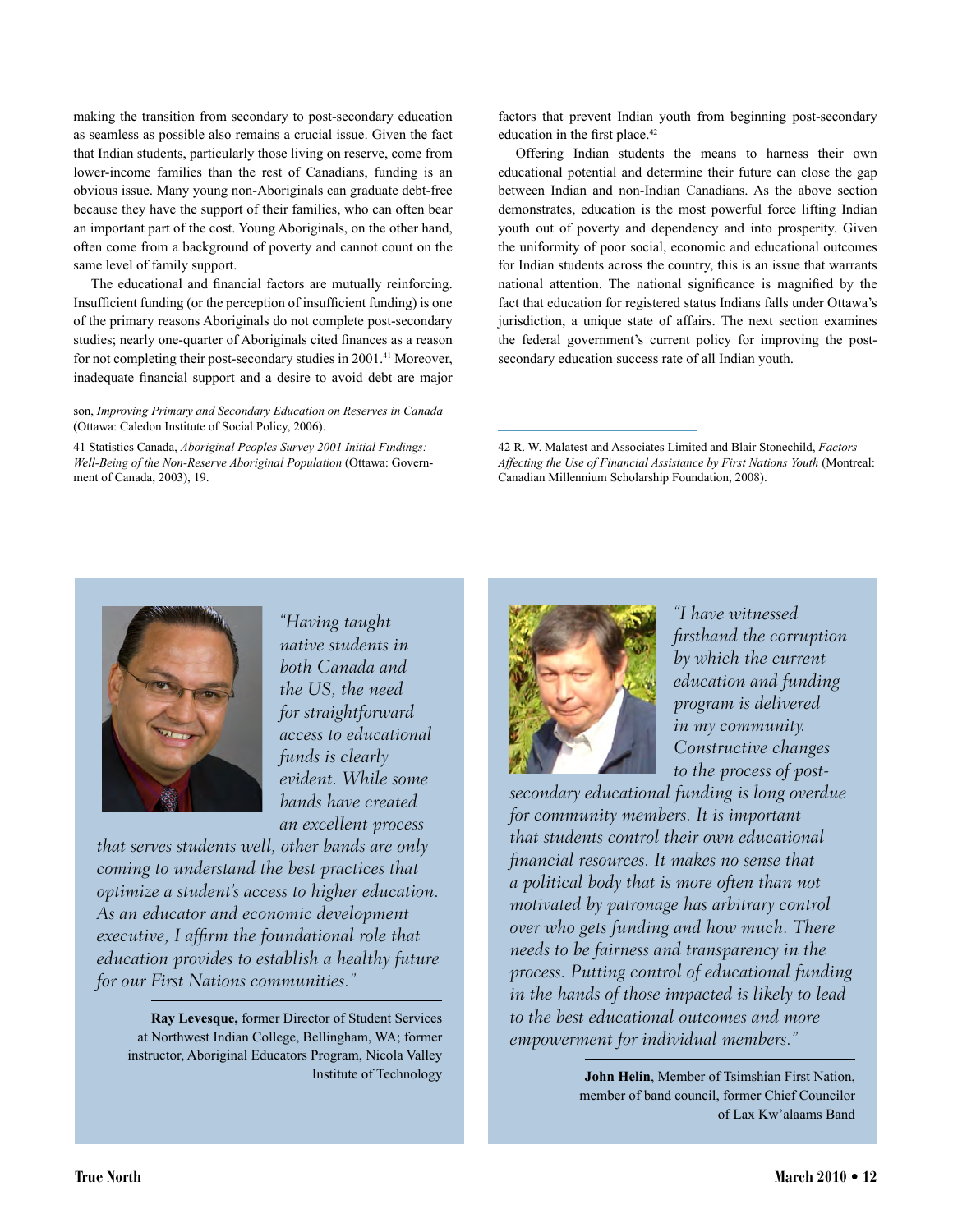making the transition from secondary to post-secondary education as seamless as possible also remains a crucial issue. Given the fact that Indian students, particularly those living on reserve, come from lower-income families than the rest of Canadians, funding is an obvious issue. Many young non-Aboriginals can graduate debt-free because they have the support of their families, who can often bear an important part of the cost. Young Aboriginals, on the other hand, often come from a background of poverty and cannot count on the same level of family support.

The educational and financial factors are mutually reinforcing. Insufficient funding (or the perception of insufficient funding) is one of the primary reasons Aboriginals do not complete post-secondary studies; nearly one-quarter of Aboriginals cited finances as a reason for not completing their post-secondary studies in 2001.[41] Moreover, inadequate financial support and a desire to avoid debt are major factors that prevent Indian youth from beginning post-secondary education in the first place.[42]

Offering Indian students the means to harness their own educational potential and determine their future can close the gap between Indian and non-Indian Canadians. As the above section demonstrates, education is the most powerful force lifting Indian youth out of poverty and dependency and into prosperity. Given the uniformity of poor social, economic and educational outcomes for Indian students across the country, this is an issue that warrants national attention. The national significance is magnified by the fact that education for registered status Indians falls under Ottawa's jurisdiction, a unique state of affairs. The next section examines the federal government's current policy for improving the post-secondary education success rate of all Indian youth.

---

son, *Improving Primary and Secondary Education on Reserves in Canada* (Ottawa: Caledon Institute of Social Policy, 2006).

41 Statistics Canada, *Aboriginal Peoples Survey 2001 Initial Findings: Well-Being of the Non-Reserve Aboriginal Population* (Ottawa: Government of Canada, 2003), 19.

42 R. W. Malatest and Associates Limited and Blair Stonechild, *Factors Affecting the Use of Financial Assistance by First Nations Youth* (Montreal: Canadian Millennium Scholarship Foundation, 2008).

---

*"Having taught native students in both Canada and the US, the need for straightforward access to educational funds is clearly evident. While some bands have created an excellent process that serves students well, other bands are only coming to understand the best practices that optimize a student's access to higher education. As an educator and economic development executive, I affirm the foundational role that education provides to establish a healthy future for our First Nations communities."*

**Ray Levesque,** former Director of Student Services at Northwest Indian College, Bellingham, WA; former instructor, Aboriginal Educators Program, Nicola Valley Institute of Technology

---

*"I have witnessed firsthand the corruption by which the current education and funding program is delivered in my community. Constructive changes to the process of post-secondary educational funding is long overdue for community members. It is important that students control their own educational financial resources. It makes no sense that a political body that is more often than not motivated by patronage has arbitrary control over who gets funding and how much. There needs to be fairness and transparency in the process. Putting control of educational funding in the hands of those impacted is likely to lead to the best educational outcomes and more empowerment for individual members."*

**John Helin**, Member of Tsimshian First Nation, member of band council, former Chief Councilor of Lax Kw'alaams Band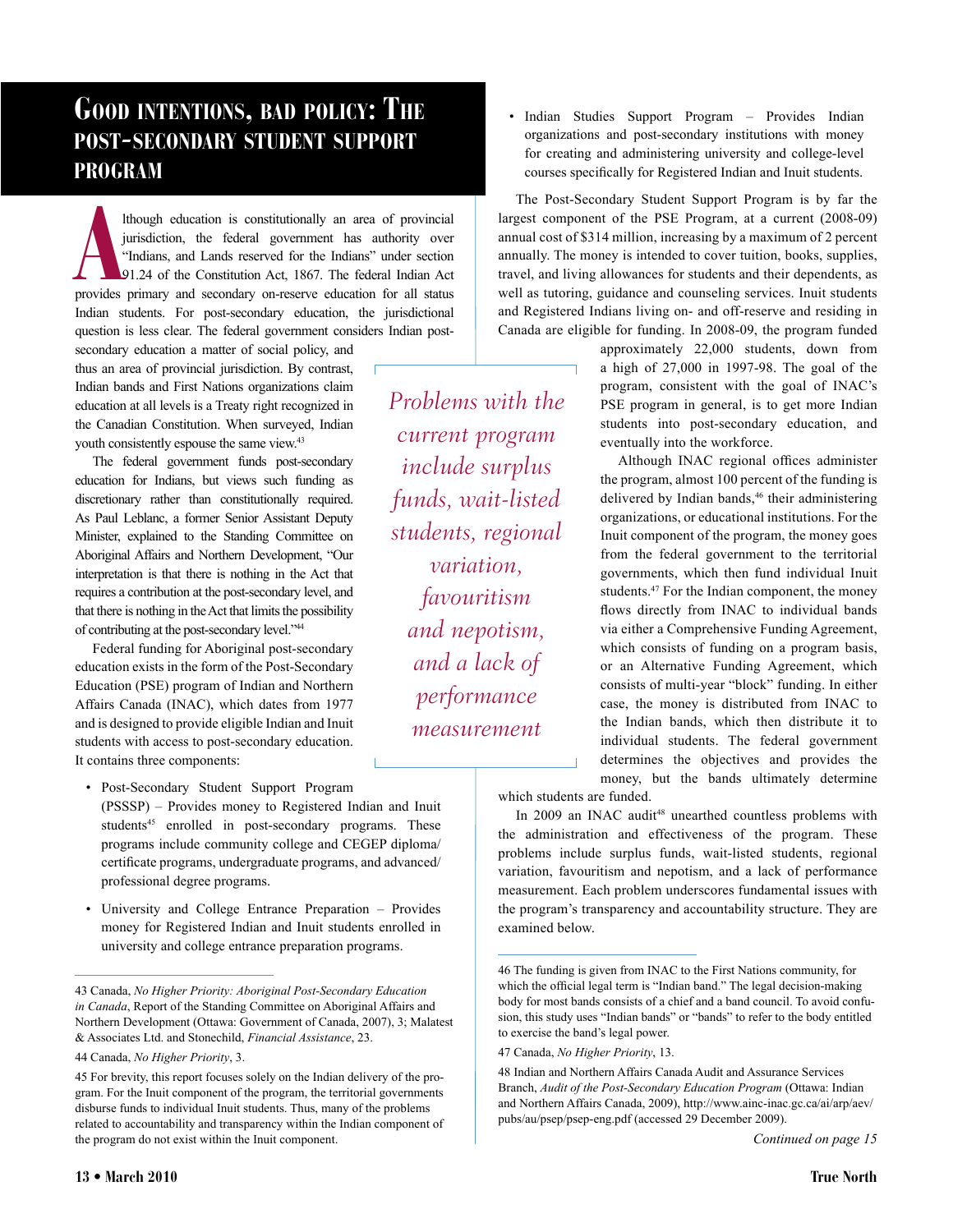# Good intentions, bad policy: The post-secondary student support program

Although education is constitutionally an area of provincial jurisdiction, the federal government has authority over "Indians, and Lands reserved for the Indians" under section 91.24 of the Constitution Act, 1867. The federal Indian Act provides primary and secondary on-reserve education for all status Indian students. For post-secondary education, the jurisdictional question is less clear. The federal government considers Indian post-secondary education a matter of social policy, and thus an area of provincial jurisdiction. By contrast, Indian bands and First Nations organizations claim education at all levels is a Treaty right recognized in the Canadian Constitution. When surveyed, Indian youth consistently espouse the same view.[43]

The federal government funds post-secondary education for Indians, but views such funding as discretionary rather than constitutionally required. As Paul Leblanc, a former Senior Assistant Deputy Minister, explained to the Standing Committee on Aboriginal Affairs and Northern Development, "Our interpretation is that there is nothing in the Act that requires a contribution at the post-secondary level, and that there is nothing in the Act that limits the possibility of contributing at the post-secondary level."[44]

Federal funding for Aboriginal post-secondary education exists in the form of the Post-Secondary Education (PSE) program of Indian and Northern Affairs Canada (INAC), which dates from 1977 and is designed to provide eligible Indian and Inuit students with access to post-secondary education. It contains three components:

- Post-Secondary Student Support Program (PSSSP) – Provides money to Registered Indian and Inuit students[45] enrolled in post-secondary programs. These programs include community college and CEGEP diploma/certificate programs, undergraduate programs, and advanced/professional degree programs.
- University and College Entrance Preparation – Provides money for Registered Indian and Inuit students enrolled in university and college entrance preparation programs.
- Indian Studies Support Program – Provides Indian organizations and post-secondary institutions with money for creating and administering university and college-level courses specifically for Registered Indian and Inuit students.

The Post-Secondary Student Support Program is by far the largest component of the PSE Program, at a current (2008-09) annual cost of $314 million, increasing by a maximum of 2 percent annually. The money is intended to cover tuition, books, supplies, travel, and living allowances for students and their dependents, as well as tutoring, guidance and counseling services. Inuit students and Registered Indians living on- and off-reserve and residing in Canada are eligible for funding. In 2008-09, the program funded approximately 22,000 students, down from a high of 27,000 in 1997-98. The goal of the program, consistent with the goal of INAC's PSE program in general, is to get more Indian students into post-secondary education, and eventually into the workforce.

*Problems with the current program include surplus funds, wait-listed students, regional variation, favouritism and nepotism, and a lack of performance measurement*

Although INAC regional offices administer the program, almost 100 percent of the funding is delivered by Indian bands,[46] their administering organizations, or educational institutions. For the Inuit component of the program, the money goes from the federal government to the territorial governments, which then fund individual Inuit students.[47] For the Indian component, the money flows directly from INAC to individual bands via either a Comprehensive Funding Agreement, which consists of funding on a program basis, or an Alternative Funding Agreement, which consists of multi-year "block" funding. In either case, the money is distributed from INAC to the Indian bands, which then distribute it to individual students. The federal government determines the objectives and provides the money, but the bands ultimately determine which students are funded.

In 2009 an INAC audit[48] unearthed countless problems with the administration and effectiveness of the program. These problems include surplus funds, wait-listed students, regional variation, favouritism and nepotism, and a lack of performance measurement. Each problem underscores fundamental issues with the program's transparency and accountability structure. They are examined below.

*Continued on page 15*

---

43 Canada, *No Higher Priority: Aboriginal Post-Secondary Education in Canada*, Report of the Standing Committee on Aboriginal Affairs and Northern Development (Ottawa: Government of Canada, 2007), 3; Malatest & Associates Ltd. and Stonechild, *Financial Assistance*, 23.

44 Canada, *No Higher Priority*, 3.

45 For brevity, this report focuses solely on the Indian delivery of the program. For the Inuit component of the program, the territorial governments disburse funds to individual Inuit students. Thus, many of the problems related to accountability and transparency within the Indian component of the program do not exist within the Inuit component.

46 The funding is given from INAC to the First Nations community, for which the official legal term is "Indian band." The legal decision-making body for most bands consists of a chief and a band council. To avoid confusion, this study uses "Indian bands" or "bands" to refer to the body entitled to exercise the band's legal power.

47 Canada, *No Higher Priority*, 13.

48 Indian and Northern Affairs Canada Audit and Assurance Services Branch, *Audit of the Post-Secondary Education Program* (Ottawa: Indian and Northern Affairs Canada, 2009), http://www.ainc-inac.gc.ca/ai/arp/aev/pubs/au/psep/psep-eng.pdf (accessed 29 December 2009).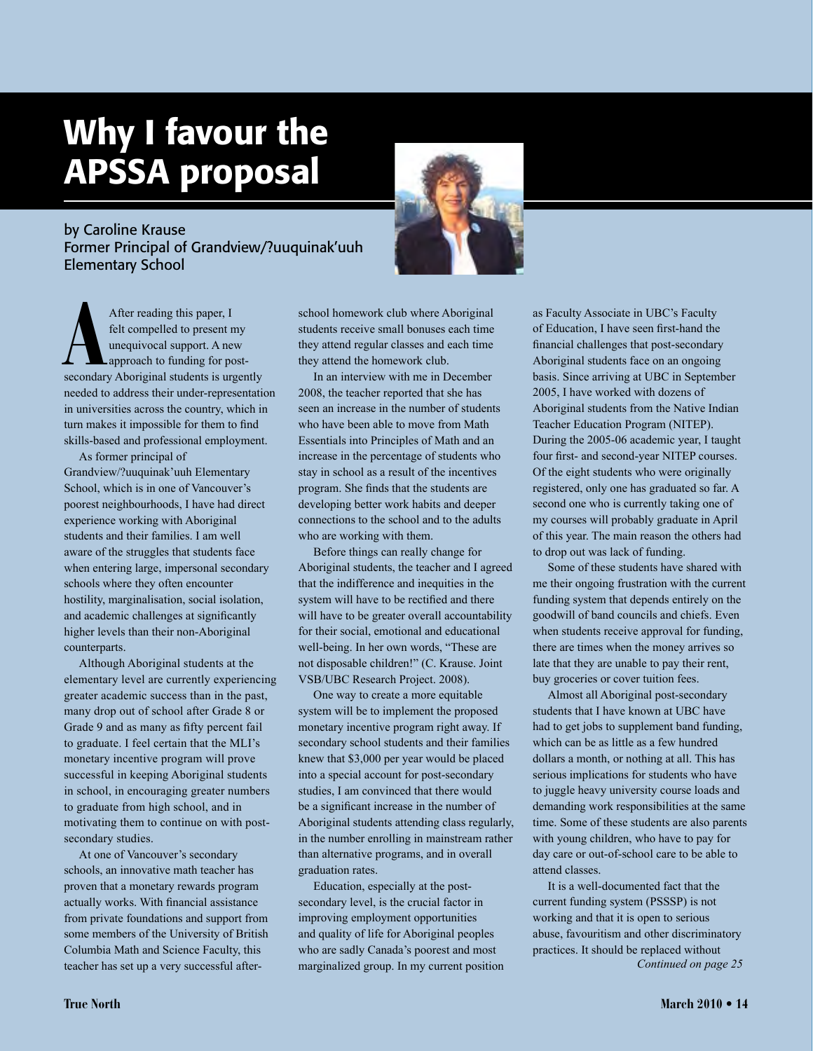# Why I favour the APSSA proposal

by Caroline Krause
Former Principal of Grandview/?uuquinak'uuh Elementary School

After reading this paper, I felt compelled to present my unequivocal support. A new approach to funding for post-secondary Aboriginal students is urgently needed to address their under-representation in universities across the country, which in turn makes it impossible for them to find skills-based and professional employment.

As former principal of Grandview/?uuquinak'uuh Elementary School, which is in one of Vancouver's poorest neighbourhoods, I have had direct experience working with Aboriginal students and their families. I am well aware of the struggles that students face when entering large, impersonal secondary schools where they often encounter hostility, marginalisation, social isolation, and academic challenges at significantly higher levels than their non-Aboriginal counterparts.

Although Aboriginal students at the elementary level are currently experiencing greater academic success than in the past, many drop out of school after Grade 8 or Grade 9 and as many as fifty percent fail to graduate. I feel certain that the MLI's monetary incentive program will prove successful in keeping Aboriginal students in school, in encouraging greater numbers to graduate from high school, and in motivating them to continue on with post-secondary studies.

At one of Vancouver's secondary schools, an innovative math teacher has proven that a monetary rewards program actually works. With financial assistance from private foundations and support from some members of the University of British Columbia Math and Science Faculty, this teacher has set up a very successful after-school homework club where Aboriginal students receive small bonuses each time they attend regular classes and each time they attend the homework club.

In an interview with me in December 2008, the teacher reported that she has seen an increase in the number of students who have been able to move from Math Essentials into Principles of Math and an increase in the percentage of students who stay in school as a result of the incentives program. She finds that the students are developing better work habits and deeper connections to the school and to the adults who are working with them.

Before things can really change for Aboriginal students, the teacher and I agreed that the indifference and inequities in the system will have to be rectified and there will have to be greater overall accountability for their social, emotional and educational well-being. In her own words, "These are not disposable children!" (C. Krause. Joint VSB/UBC Research Project. 2008).

One way to create a more equitable system will be to implement the proposed monetary incentive program right away. If secondary school students and their families knew that $3,000 per year would be placed into a special account for post-secondary studies, I am convinced that there would be a significant increase in the number of Aboriginal students attending class regularly, in the number enrolling in mainstream rather than alternative programs, and in overall graduation rates.

Education, especially at the post-secondary level, is the crucial factor in improving employment opportunities and quality of life for Aboriginal peoples who are sadly Canada's poorest and most marginalized group. In my current position as Faculty Associate in UBC's Faculty of Education, I have seen first-hand the financial challenges that post-secondary Aboriginal students face on an ongoing basis. Since arriving at UBC in September 2005, I have worked with dozens of Aboriginal students from the Native Indian Teacher Education Program (NITEP). During the 2005-06 academic year, I taught four first- and second-year NITEP courses. Of the eight students who were originally registered, only one has graduated so far. A second one who is currently taking one of my courses will probably graduate in April of this year. The main reason the others had to drop out was lack of funding.

Some of these students have shared with me their ongoing frustration with the current funding system that depends entirely on the goodwill of band councils and chiefs. Even when students receive approval for funding, there are times when the money arrives so late that they are unable to pay their rent, buy groceries or cover tuition fees.

Almost all Aboriginal post-secondary students that I have known at UBC have had to get jobs to supplement band funding, which can be as little as a few hundred dollars a month, or nothing at all. This has serious implications for students who have to juggle heavy university course loads and demanding work responsibilities at the same time. Some of these students are also parents with young children, who have to pay for day care or out-of-school care to be able to attend classes.

It is a well-documented fact that the current funding system (PSSSP) is not working and that it is open to serious abuse, favouritism and other discriminatory practices. It should be replaced without

*Continued on page 25*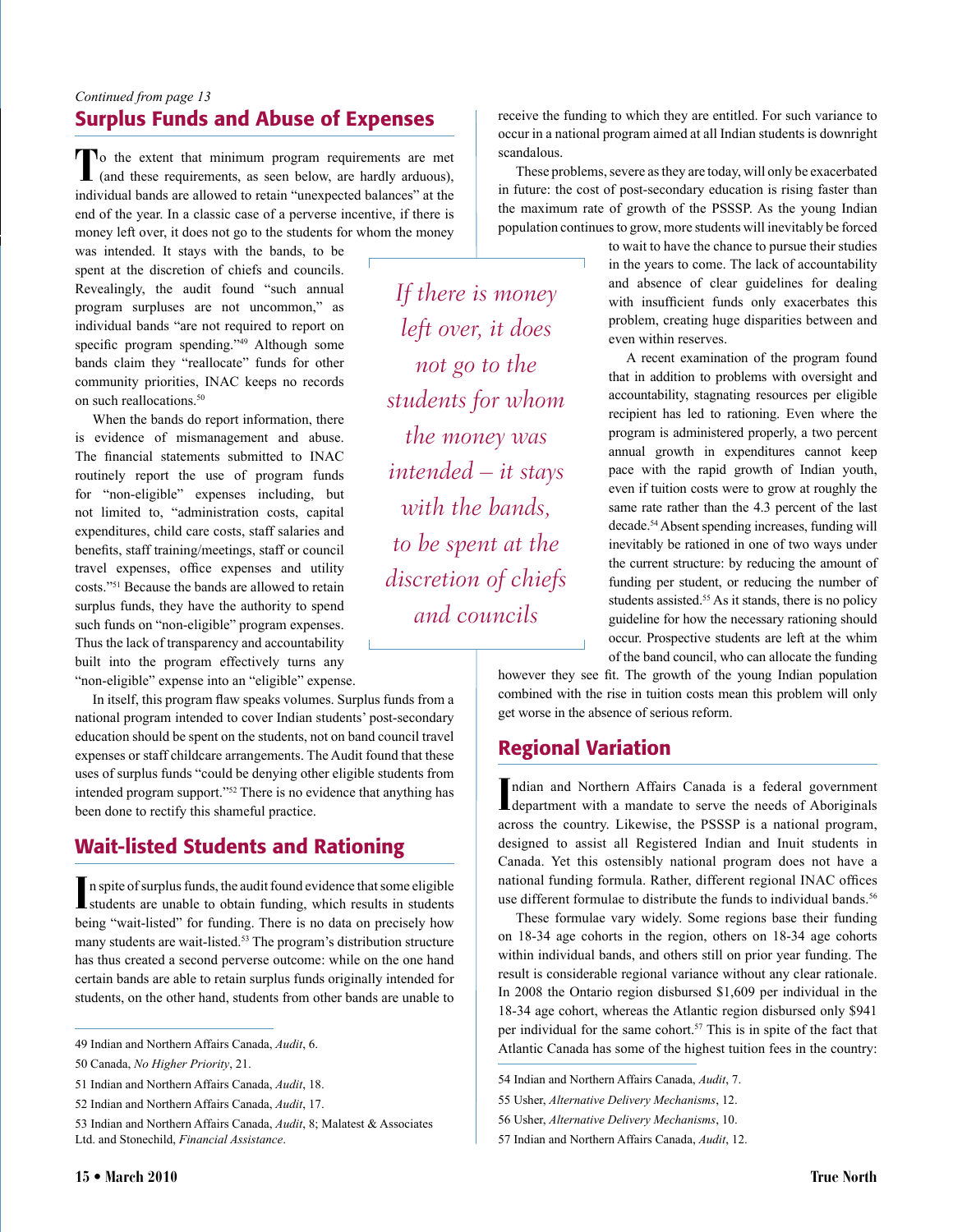*Continued from page 13*

## Surplus Funds and Abuse of Expenses

To the extent that minimum program requirements are met (and these requirements, as seen below, are hardly arduous), individual bands are allowed to retain "unexpected balances" at the end of the year. In a classic case of a perverse incentive, if there is money left over, it does not go to the students for whom the money was intended. It stays with the bands, to be spent at the discretion of chiefs and councils. Revealingly, the audit found "such annual program surpluses are not uncommon," as individual bands "are not required to report on specific program spending."[49] Although some bands claim they "reallocate" funds for other community priorities, INAC keeps no records on such reallocations.[50]

When the bands do report information, there is evidence of mismanagement and abuse. The financial statements submitted to INAC routinely report the use of program funds for "non-eligible" expenses including, but not limited to, "administration costs, capital expenditures, child care costs, staff salaries and benefits, staff training/meetings, staff or council travel expenses, office expenses and utility costs."[51] Because the bands are allowed to retain surplus funds, they have the authority to spend such funds on "non-eligible" program expenses. Thus the lack of transparency and accountability built into the program effectively turns any "non-eligible" expense into an "eligible" expense.

> *If there is money left over, it does not go to the students for whom the money was intended – it stays with the bands, to be spent at the discretion of chiefs and councils*

In itself, this program flaw speaks volumes. Surplus funds from a national program intended to cover Indian students' post-secondary education should be spent on the students, not on band council travel expenses or staff childcare arrangements. The Audit found that these uses of surplus funds "could be denying other eligible students from intended program support."[52] There is no evidence that anything has been done to rectify this shameful practice.

## Wait-listed Students and Rationing

In spite of surplus funds, the audit found evidence that some eligible students are unable to obtain funding, which results in students being "wait-listed" for funding. There is no data on precisely how many students are wait-listed.[53] The program's distribution structure has thus created a second perverse outcome: while on the one hand certain bands are able to retain surplus funds originally intended for students, on the other hand, students from other bands are unable to receive the funding to which they are entitled. For such variance to occur in a national program aimed at all Indian students is downright scandalous.

These problems, severe as they are today, will only be exacerbated in future: the cost of post-secondary education is rising faster than the maximum rate of growth of the PSSSP. As the young Indian population continues to grow, more students will inevitably be forced to wait to have the chance to pursue their studies in the years to come. The lack of accountability and absence of clear guidelines for dealing with insufficient funds only exacerbates this problem, creating huge disparities between and even within reserves.

A recent examination of the program found that in addition to problems with oversight and accountability, stagnating resources per eligible recipient has led to rationing. Even where the program is administered properly, a two percent annual growth in expenditures cannot keep pace with the rapid growth of Indian youth, even if tuition costs were to grow at roughly the same rate rather than the 4.3 percent of the last decade.[54] Absent spending increases, funding will inevitably be rationed in one of two ways under the current structure: by reducing the amount of funding per student, or reducing the number of students assisted.[55] As it stands, there is no policy guideline for how the necessary rationing should occur. Prospective students are left at the whim of the band council, who can allocate the funding however they see fit. The growth of the young Indian population combined with the rise in tuition costs mean this problem will only get worse in the absence of serious reform.

## Regional Variation

Indian and Northern Affairs Canada is a federal government department with a mandate to serve the needs of Aboriginals across the country. Likewise, the PSSSP is a national program, designed to assist all Registered Indian and Inuit students in Canada. Yet this ostensibly national program does not have a national funding formula. Rather, different regional INAC offices use different formulae to distribute the funds to individual bands.[56]

These formulae vary widely. Some regions base their funding on 18-34 age cohorts in the region, others on 18-34 age cohorts within individual bands, and others still on prior year funding. The result is considerable regional variance without any clear rationale. In 2008 the Ontario region disbursed $1,609 per individual in the 18-34 age cohort, whereas the Atlantic region disbursed only $941 per individual for the same cohort.[57] This is in spite of the fact that Atlantic Canada has some of the highest tuition fees in the country:

---

49 Indian and Northern Affairs Canada, *Audit*, 6.

50 Canada, *No Higher Priority*, 21.

51 Indian and Northern Affairs Canada, *Audit*, 18.

52 Indian and Northern Affairs Canada, *Audit*, 17.

53 Indian and Northern Affairs Canada, *Audit*, 8; Malatest & Associates Ltd. and Stonechild, *Financial Assistance*.

54 Indian and Northern Affairs Canada, *Audit*, 7.

55 Usher, *Alternative Delivery Mechanisms*, 12.

56 Usher, *Alternative Delivery Mechanisms*, 10.

57 Indian and Northern Affairs Canada, *Audit*, 12.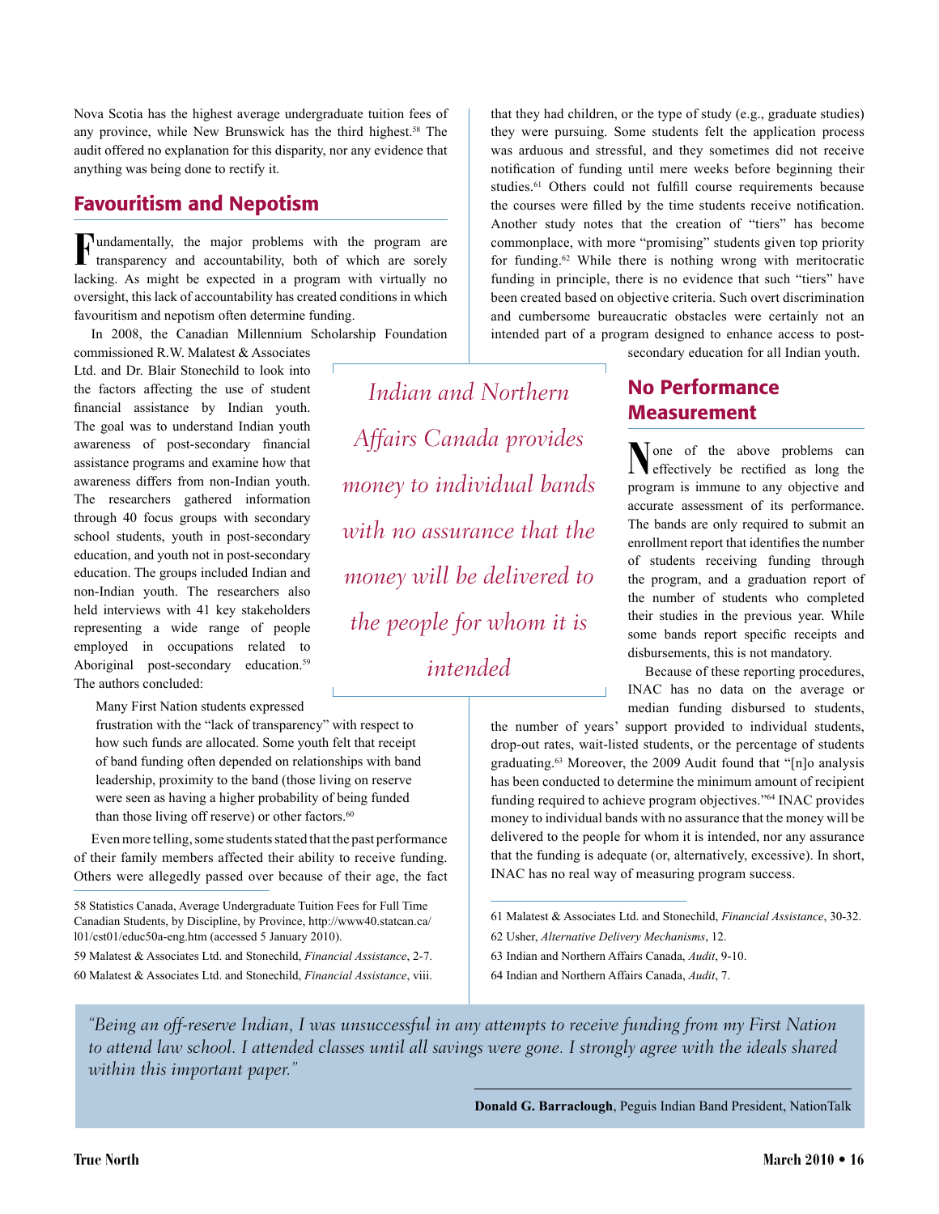Nova Scotia has the highest average undergraduate tuition fees of any province, while New Brunswick has the third highest.[58] The audit offered no explanation for this disparity, nor any evidence that anything was being done to rectify it.

## Favouritism and Nepotism

Fundamentally, the major problems with the program are transparency and accountability, both of which are sorely lacking. As might be expected in a program with virtually no oversight, this lack of accountability has created conditions in which favouritism and nepotism often determine funding.

In 2008, the Canadian Millennium Scholarship Foundation commissioned R.W. Malatest & Associates Ltd. and Dr. Blair Stonechild to look into the factors affecting the use of student financial assistance by Indian youth. The goal was to understand Indian youth awareness of post-secondary financial assistance programs and examine how that awareness differs from non-Indian youth. The researchers gathered information through 40 focus groups with secondary school students, youth in post-secondary education, and youth not in post-secondary education. The groups included Indian and non-Indian youth. The researchers also held interviews with 41 key stakeholders representing a wide range of people employed in occupations related to Aboriginal post-secondary education.[59] The authors concluded:

> Many First Nation students expressed frustration with the "lack of transparency" with respect to how such funds are allocated. Some youth felt that receipt of band funding often depended on relationships with band leadership, proximity to the band (those living on reserve were seen as having a higher probability of being funded than those living off reserve) or other factors.[60]

Even more telling, some students stated that the past performance of their family members affected their ability to receive funding. Others were allegedly passed over because of their age, the fact that they had children, or the type of study (e.g., graduate studies) they were pursuing. Some students felt the application process was arduous and stressful, and they sometimes did not receive notification of funding until mere weeks before beginning their studies.[61] Others could not fulfill course requirements because the courses were filled by the time students receive notification. Another study notes that the creation of "tiers" has become commonplace, with more "promising" students given top priority for funding.[62] While there is nothing wrong with meritocratic funding in principle, there is no evidence that such "tiers" have been created based on objective criteria. Such overt discrimination and cumbersome bureaucratic obstacles were certainly not an intended part of a program designed to enhance access to post-secondary education for all Indian youth.

*Indian and Northern Affairs Canada provides money to individual bands with no assurance that the money will be delivered to the people for whom it is intended*

## No Performance Measurement

None of the above problems can effectively be rectified as long the program is immune to any objective and accurate assessment of its performance. The bands are only required to submit an enrollment report that identifies the number of students receiving funding through the program, and a graduation report of the number of students who completed their studies in the previous year. While some bands report specific receipts and disbursements, this is not mandatory.

Because of these reporting procedures, INAC has no data on the average or median funding disbursed to students, the number of years' support provided to individual students, drop-out rates, wait-listed students, or the percentage of students graduating.[63] Moreover, the 2009 Audit found that "[n]o analysis has been conducted to determine the minimum amount of recipient funding required to achieve program objectives."[64] INAC provides money to individual bands with no assurance that the money will be delivered to the people for whom it is intended, nor any assurance that the funding is adequate (or, alternatively, excessive). In short, INAC has no real way of measuring program success.

58 Statistics Canada, Average Undergraduate Tuition Fees for Full Time Canadian Students, by Discipline, by Province, http://www40.statcan.ca/l01/cst01/educ50a-eng.htm (accessed 5 January 2010).

59 Malatest & Associates Ltd. and Stonechild, *Financial Assistance*, 2-7.

60 Malatest & Associates Ltd. and Stonechild, *Financial Assistance*, viii.

61 Malatest & Associates Ltd. and Stonechild, *Financial Assistance*, 30-32.

62 Usher, *Alternative Delivery Mechanisms*, 12.

63 Indian and Northern Affairs Canada, *Audit*, 9-10.

64 Indian and Northern Affairs Canada, *Audit*, 7.

> *"Being an off-reserve Indian, I was unsuccessful in any attempts to receive funding from my First Nation to attend law school. I attended classes until all savings were gone. I strongly agree with the ideals shared within this important paper."*
>
> **Donald G. Barraclough**, Peguis Indian Band President, NationTalk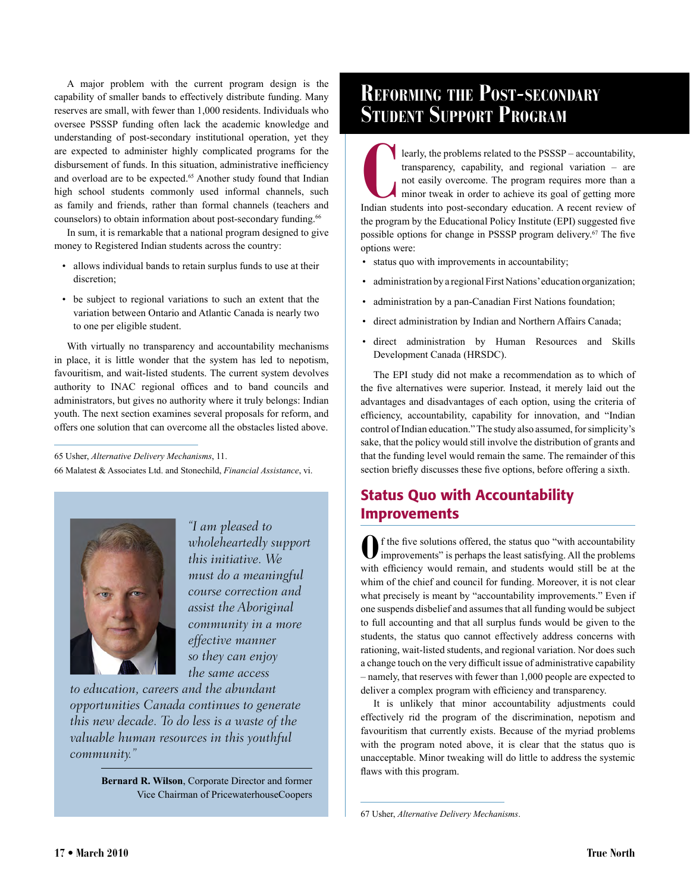A major problem with the current program design is the capability of smaller bands to effectively distribute funding. Many reserves are small, with fewer than 1,000 residents. Individuals who oversee PSSSP funding often lack the academic knowledge and understanding of post-secondary institutional operation, yet they are expected to administer highly complicated programs for the disbursement of funds. In this situation, administrative inefficiency and overload are to be expected.[65] Another study found that Indian high school students commonly used informal channels, such as family and friends, rather than formal channels (teachers and counselors) to obtain information about post-secondary funding.[66]

In sum, it is remarkable that a national program designed to give money to Registered Indian students across the country:

- allows individual bands to retain surplus funds to use at their discretion;
- be subject to regional variations to such an extent that the variation between Ontario and Atlantic Canada is nearly two to one per eligible student.

With virtually no transparency and accountability mechanisms in place, it is little wonder that the system has led to nepotism, favouritism, and wait-listed students. The current system devolves authority to INAC regional offices and to band councils and administrators, but gives no authority where it truly belongs: Indian youth. The next section examines several proposals for reform, and offers one solution that can overcome all the obstacles listed above.

65 Usher, *Alternative Delivery Mechanisms*, 11.

66 Malatest & Associates Ltd. and Stonechild, *Financial Assistance*, vi.

> *"I am pleased to wholeheartedly support this initiative. We must do a meaningful course correction and assist the Aboriginal community in a more effective manner so they can enjoy the same access to education, careers and the abundant opportunities Canada continues to generate this new decade. To do less is a waste of the valuable human resources in this youthful community."*
>
> **Bernard R. Wilson**, Corporate Director and former Vice Chairman of PricewaterhouseCoopers

# Reforming the Post-secondary Student Support Program

Clearly, the problems related to the PSSSP – accountability, transparency, capability, and regional variation – are not easily overcome. The program requires more than a minor tweak in order to achieve its goal of getting more Indian students into post-secondary education. A recent review of the program by the Educational Policy Institute (EPI) suggested five possible options for change in PSSSP program delivery.[67] The five options were:

- status quo with improvements in accountability;
- administration by a regional First Nations' education organization;
- administration by a pan-Canadian First Nations foundation;
- direct administration by Indian and Northern Affairs Canada;
- direct administration by Human Resources and Skills Development Canada (HRSDC).

The EPI study did not make a recommendation as to which of the five alternatives were superior. Instead, it merely laid out the advantages and disadvantages of each option, using the criteria of efficiency, accountability, capability for innovation, and "Indian control of Indian education." The study also assumed, for simplicity's sake, that the policy would still involve the distribution of grants and that the funding level would remain the same. The remainder of this section briefly discusses these five options, before offering a sixth.

## Status Quo with Accountability Improvements

Of the five solutions offered, the status quo "with accountability improvements" is perhaps the least satisfying. All the problems with efficiency would remain, and students would still be at the whim of the chief and council for funding. Moreover, it is not clear what precisely is meant by "accountability improvements." Even if one suspends disbelief and assumes that all funding would be subject to full accounting and that all surplus funds would be given to the students, the status quo cannot effectively address concerns with rationing, wait-listed students, and regional variation. Nor does such a change touch on the very difficult issue of administrative capability – namely, that reserves with fewer than 1,000 people are expected to deliver a complex program with efficiency and transparency.

It is unlikely that minor accountability adjustments could effectively rid the program of the discrimination, nepotism and favouritism that currently exists. Because of the myriad problems with the program noted above, it is clear that the status quo is unacceptable. Minor tweaking will do little to address the systemic flaws with this program.

67 Usher, *Alternative Delivery Mechanisms*.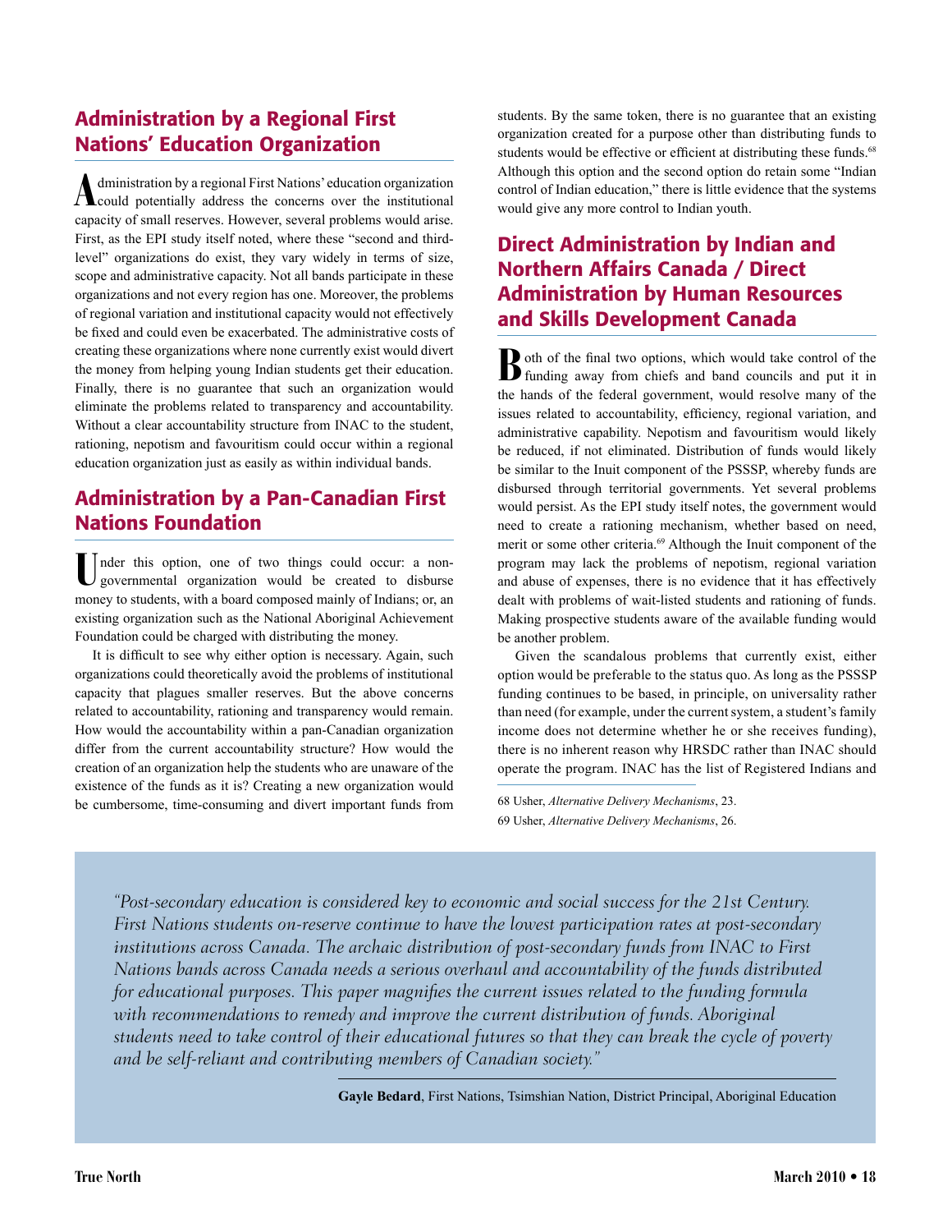## Administration by a Regional First Nations' Education Organization

Administration by a regional First Nations' education organization could potentially address the concerns over the institutional capacity of small reserves. However, several problems would arise. First, as the EPI study itself noted, where these "second and third-level" organizations do exist, they vary widely in terms of size, scope and administrative capacity. Not all bands participate in these organizations and not every region has one. Moreover, the problems of regional variation and institutional capacity would not effectively be fixed and could even be exacerbated. The administrative costs of creating these organizations where none currently exist would divert the money from helping young Indian students get their education. Finally, there is no guarantee that such an organization would eliminate the problems related to transparency and accountability. Without a clear accountability structure from INAC to the student, rationing, nepotism and favouritism could occur within a regional education organization just as easily as within individual bands.

## Administration by a Pan-Canadian First Nations Foundation

Under this option, one of two things could occur: a non-governmental organization would be created to disburse money to students, with a board composed mainly of Indians; or, an existing organization such as the National Aboriginal Achievement Foundation could be charged with distributing the money.

It is difficult to see why either option is necessary. Again, such organizations could theoretically avoid the problems of institutional capacity that plagues smaller reserves. But the above concerns related to accountability, rationing and transparency would remain. How would the accountability within a pan-Canadian organization differ from the current accountability structure? How would the creation of an organization help the students who are unaware of the existence of the funds as it is? Creating a new organization would be cumbersome, time-consuming and divert important funds from students. By the same token, there is no guarantee that an existing organization created for a purpose other than distributing funds to students would be effective or efficient at distributing these funds.[68] Although this option and the second option do retain some "Indian control of Indian education," there is little evidence that the systems would give any more control to Indian youth.

## Direct Administration by Indian and Northern Affairs Canada / Direct Administration by Human Resources and Skills Development Canada

Both of the final two options, which would take control of the funding away from chiefs and band councils and put it in the hands of the federal government, would resolve many of the issues related to accountability, efficiency, regional variation, and administrative capability. Nepotism and favouritism would likely be reduced, if not eliminated. Distribution of funds would likely be similar to the Inuit component of the PSSSP, whereby funds are disbursed through territorial governments. Yet several problems would persist. As the EPI study itself notes, the government would need to create a rationing mechanism, whether based on need, merit or some other criteria.[69] Although the Inuit component of the program may lack the problems of nepotism, regional variation and abuse of expenses, there is no evidence that it has effectively dealt with problems of wait-listed students and rationing of funds. Making prospective students aware of the available funding would be another problem.

Given the scandalous problems that currently exist, either option would be preferable to the status quo. As long as the PSSSP funding continues to be based, in principle, on universality rather than need (for example, under the current system, a student's family income does not determine whether he or she receives funding), there is no inherent reason why HRSDC rather than INAC should operate the program. INAC has the list of Registered Indians and

68 Usher, *Alternative Delivery Mechanisms*, 23.

69 Usher, *Alternative Delivery Mechanisms*, 26.

> *"Post-secondary education is considered key to economic and social success for the 21st Century. First Nations students on-reserve continue to have the lowest participation rates at post-secondary institutions across Canada. The archaic distribution of post-secondary funds from INAC to First Nations bands across Canada needs a serious overhaul and accountability of the funds distributed for educational purposes. This paper magnifies the current issues related to the funding formula with recommendations to remedy and improve the current distribution of funds. Aboriginal students need to take control of their educational futures so that they can break the cycle of poverty and be self-reliant and contributing members of Canadian society."*
>
> **Gayle Bedard**, First Nations, Tsimshian Nation, District Principal, Aboriginal Education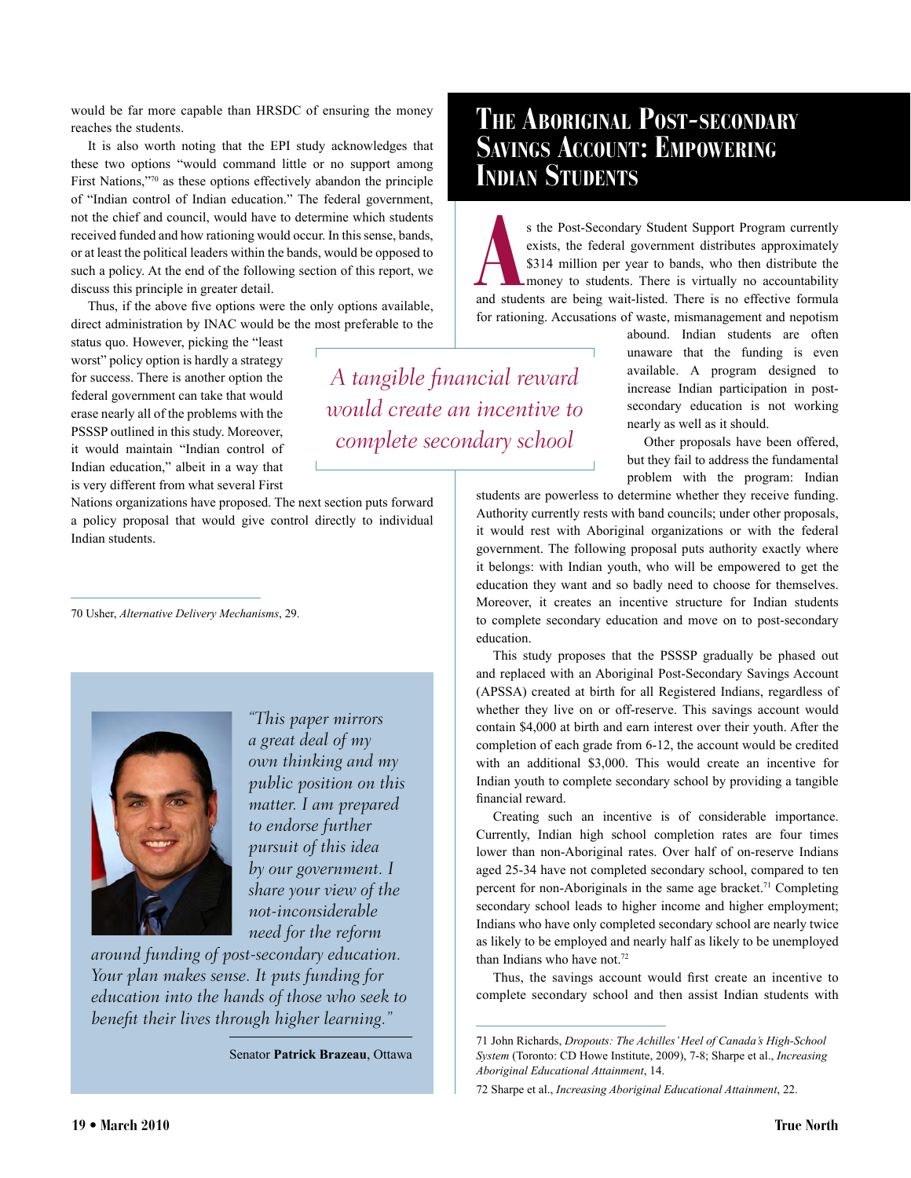would be far more capable than HRSDC of ensuring the money reaches the students.

It is also worth noting that the EPI study acknowledges that these two options "would command little or no support among First Nations,"[70] as these options effectively abandon the principle of "Indian control of Indian education." The federal government, not the chief and council, would have to determine which students received funded and how rationing would occur. In this sense, bands, or at least the political leaders within the bands, would be opposed to such a policy. At the end of the following section of this report, we discuss this principle in greater detail.

Thus, if the above five options were the only options available, direct administration by INAC would be the most preferable to the status quo. However, picking the "least worst" policy option is hardly a strategy for success. There is another option the federal government can take that would erase nearly all of the problems with the PSSSP outlined in this study. Moreover, it would maintain "Indian control of Indian education," albeit in a way that is very different from what several First Nations organizations have proposed. The next section puts forward a policy proposal that would give control directly to individual Indian students.

70 Usher, *Alternative Delivery Mechanisms*, 29.

> *"This paper mirrors a great deal of my own thinking and my public position on this matter. I am prepared to endorse further pursuit of this idea by our government. I share your view of the not-inconsiderable need for the reform around funding of post-secondary education. Your plan makes sense. It puts funding for education into the hands of those who seek to benefit their lives through higher learning."*
>
> Senator **Patrick Brazeau**, Ottawa

# The Aboriginal Post-secondary Savings Account: Empowering Indian Students

As the Post-Secondary Student Support Program currently exists, the federal government distributes approximately $314 million per year to bands, who then distribute the money to students. There is virtually no accountability and students are being wait-listed. There is no effective formula for rationing. Accusations of waste, mismanagement and nepotism abound. Indian students are often unaware that the funding is even available. A program designed to increase Indian participation in post-secondary education is not working nearly as well as it should.

> *A tangible financial reward would create an incentive to complete secondary school*

Other proposals have been offered, but they fail to address the fundamental problem with the program: Indian students are powerless to determine whether they receive funding. Authority currently rests with band councils; under other proposals, it would rest with Aboriginal organizations or with the federal government. The following proposal puts authority exactly where it belongs: with Indian youth, who will be empowered to get the education they want and so badly need to choose for themselves. Moreover, it creates an incentive structure for Indian students to complete secondary education and move on to post-secondary education.

This study proposes that the PSSSP gradually be phased out and replaced with an Aboriginal Post-Secondary Savings Account (APSSA) created at birth for all Registered Indians, regardless of whether they live on or off-reserve. This savings account would contain $4,000 at birth and earn interest over their youth. After the completion of each grade from 6-12, the account would be credited with an additional $3,000. This would create an incentive for Indian youth to complete secondary school by providing a tangible financial reward.

Creating such an incentive is of considerable importance. Currently, Indian high school completion rates are four times lower than non-Aboriginal rates. Over half of on-reserve Indians aged 25-34 have not completed secondary school, compared to ten percent for non-Aboriginals in the same age bracket.[71] Completing secondary school leads to higher income and higher employment; Indians who have only completed secondary school are nearly twice as likely to be employed and nearly half as likely to be unemployed than Indians who have not.[72]

Thus, the savings account would first create an incentive to complete secondary school and then assist Indian students with

71 John Richards, *Dropouts: The Achilles' Heel of Canada's High-School System* (Toronto: CD Howe Institute, 2009), 7-8; Sharpe et al., *Increasing Aboriginal Educational Attainment*, 14.

72 Sharpe et al., *Increasing Aboriginal Educational Attainment*, 22.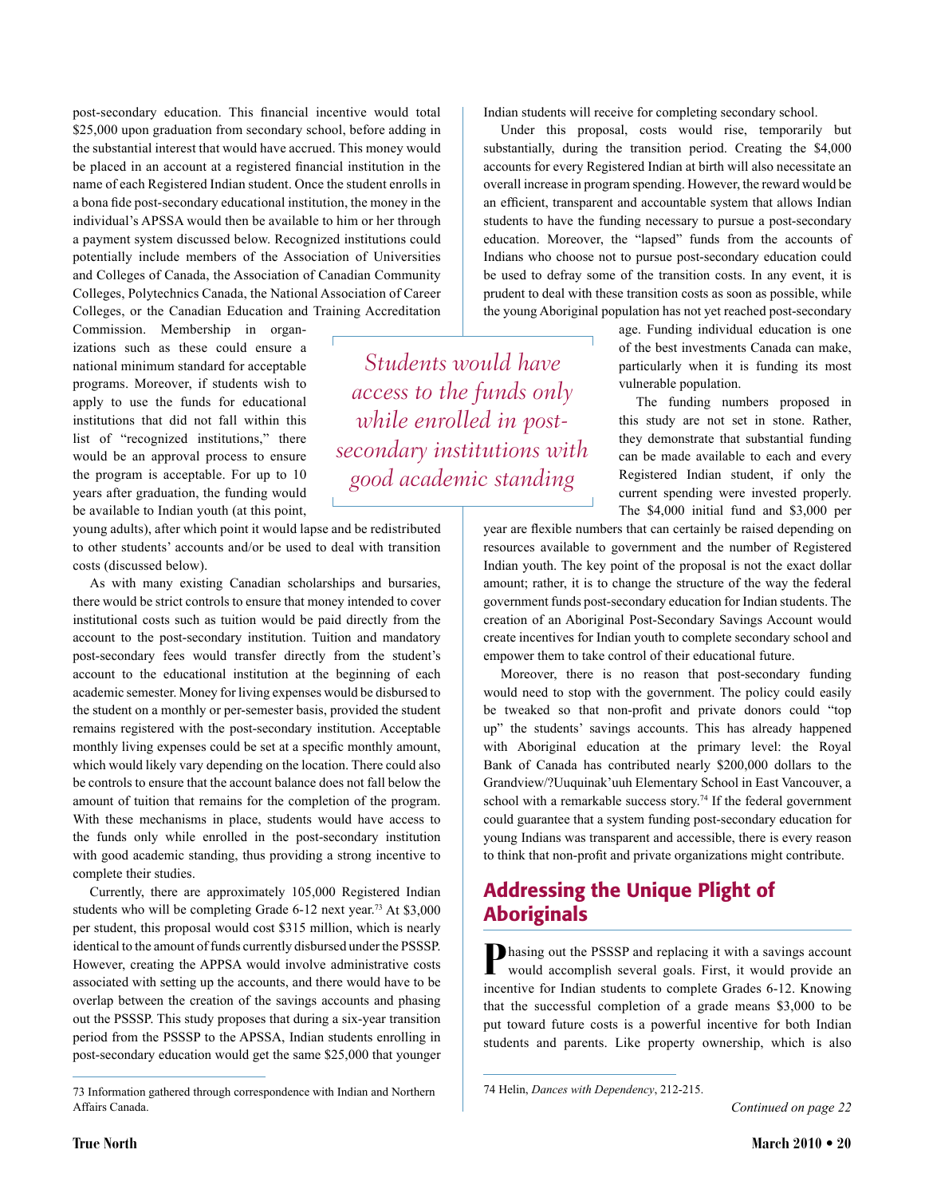post-secondary education. This financial incentive would total $25,000 upon graduation from secondary school, before adding in the substantial interest that would have accrued. This money would be placed in an account at a registered financial institution in the name of each Registered Indian student. Once the student enrolls in a bona fide post-secondary educational institution, the money in the individual's APSSA would then be available to him or her through a payment system discussed below. Recognized institutions could potentially include members of the Association of Universities and Colleges of Canada, the Association of Canadian Community Colleges, Polytechnics Canada, the National Association of Career Colleges, or the Canadian Education and Training Accreditation Commission. Membership in organizations such as these could ensure a national minimum standard for acceptable programs. Moreover, if students wish to apply to use the funds for educational institutions that did not fall within this list of "recognized institutions," there would be an approval process to ensure the program is acceptable. For up to 10 years after graduation, the funding would be available to Indian youth (at this point, young adults), after which point it would lapse and be redistributed to other students' accounts and/or be used to deal with transition costs (discussed below).

As with many existing Canadian scholarships and bursaries, there would be strict controls to ensure that money intended to cover institutional costs such as tuition would be paid directly from the account to the post-secondary institution. Tuition and mandatory post-secondary fees would transfer directly from the student's account to the educational institution at the beginning of each academic semester. Money for living expenses would be disbursed to the student on a monthly or per-semester basis, provided the student remains registered with the post-secondary institution. Acceptable monthly living expenses could be set at a specific monthly amount, which would likely vary depending on the location. There could also be controls to ensure that the account balance does not fall below the amount of tuition that remains for the completion of the program. With these mechanisms in place, students would have access to the funds only while enrolled in the post-secondary institution with good academic standing, thus providing a strong incentive to complete their studies.

> *Students would have access to the funds only while enrolled in post-secondary institutions with good academic standing*

Currently, there are approximately 105,000 Registered Indian students who will be completing Grade 6-12 next year.[73] At $3,000 per student, this proposal would cost $315 million, which is nearly identical to the amount of funds currently disbursed under the PSSSP. However, creating the APPSA would involve administrative costs associated with setting up the accounts, and there would have to be overlap between the creation of the savings accounts and phasing out the PSSSP. This study proposes that during a six-year transition period from the PSSSP to the APSSA, Indian students enrolling in post-secondary education would get the same $25,000 that younger Indian students will receive for completing secondary school.

Under this proposal, costs would rise, temporarily but substantially, during the transition period. Creating the $4,000 accounts for every Registered Indian at birth will also necessitate an overall increase in program spending. However, the reward would be an efficient, transparent and accountable system that allows Indian students to have the funding necessary to pursue a post-secondary education. Moreover, the "lapsed" funds from the accounts of Indians who choose not to pursue post-secondary education could be used to defray some of the transition costs. In any event, it is prudent to deal with these transition costs as soon as possible, while the young Aboriginal population has not yet reached post-secondary age. Funding individual education is one of the best investments Canada can make, particularly when it is funding its most vulnerable population.

The funding numbers proposed in this study are not set in stone. Rather, they demonstrate that substantial funding can be made available to each and every Registered Indian student, if only the current spending were invested properly. The $4,000 initial fund and $3,000 per year are flexible numbers that can certainly be raised depending on resources available to government and the number of Registered Indian youth. The key point of the proposal is not the exact dollar amount; rather, it is to change the structure of the way the federal government funds post-secondary education for Indian students. The creation of an Aboriginal Post-Secondary Savings Account would create incentives for Indian youth to complete secondary school and empower them to take control of their educational future.

Moreover, there is no reason that post-secondary funding would need to stop with the government. The policy could easily be tweaked so that non-profit and private donors could "top up" the students' savings accounts. This has already happened with Aboriginal education at the primary level: the Royal Bank of Canada has contributed nearly $200,000 dollars to the Grandview/?Uuquinak'uuh Elementary School in East Vancouver, a school with a remarkable success story.[74] If the federal government could guarantee that a system funding post-secondary education for young Indians was transparent and accessible, there is every reason to think that non-profit and private organizations might contribute.

## Addressing the Unique Plight of Aboriginals

Phasing out the PSSSP and replacing it with a savings account would accomplish several goals. First, it would provide an incentive for Indian students to complete Grades 6-12. Knowing that the successful completion of a grade means $3,000 to be put toward future costs is a powerful incentive for both Indian students and parents. Like property ownership, which is also

*Continued on page 22*

---

73 Information gathered through correspondence with Indian and Northern Affairs Canada.

74 Helin, *Dances with Dependency*, 212-215.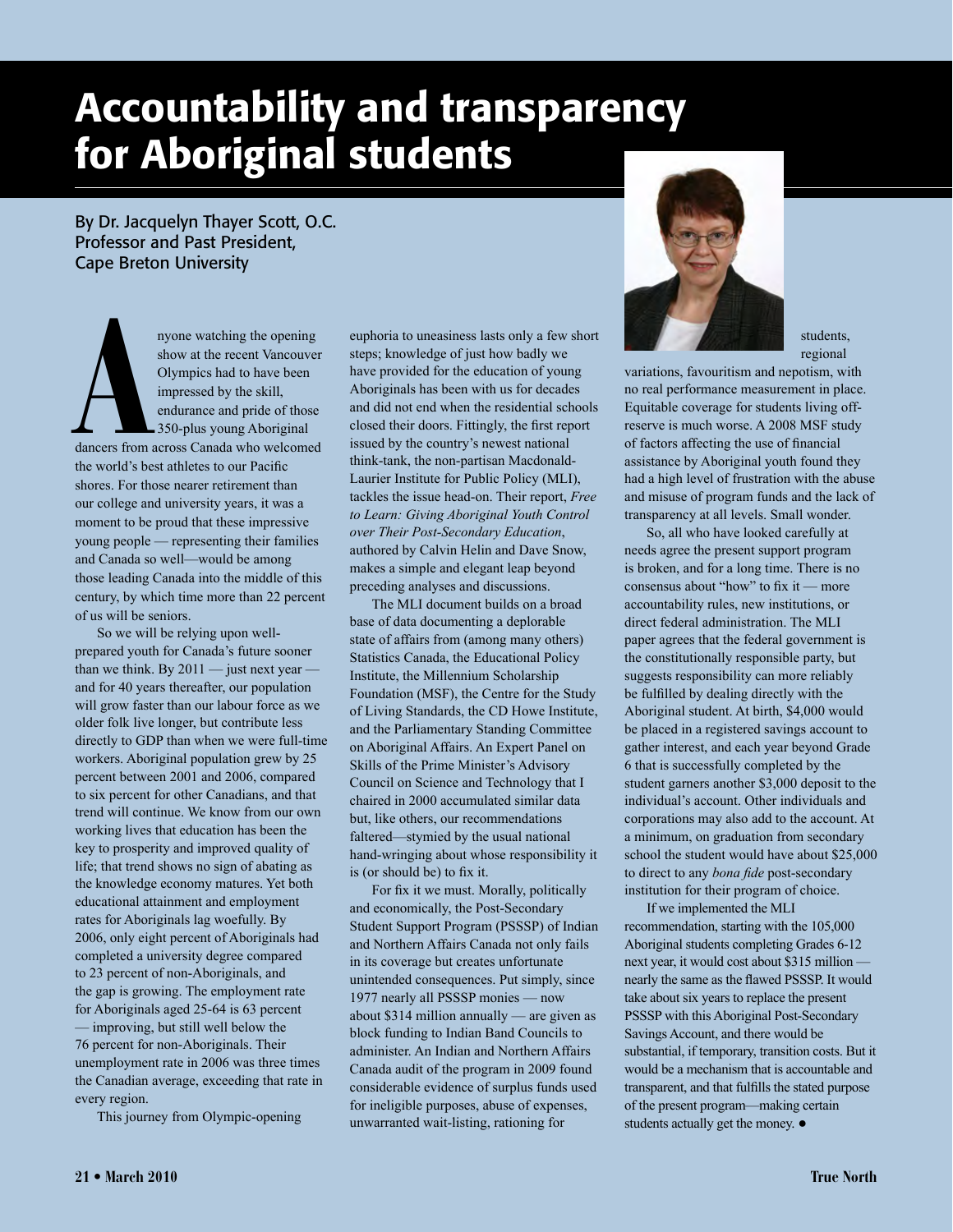# Accountability and transparency for Aboriginal students

By Dr. Jacquelyn Thayer Scott, O.C.
Professor and Past President,
Cape Breton University

Anyone watching the opening show at the recent Vancouver Olympics had to have been impressed by the skill, endurance and pride of those 350-plus young Aboriginal dancers from across Canada who welcomed the world's best athletes to our Pacific shores. For those nearer retirement than our college and university years, it was a moment to be proud that these impressive young people — representing their families and Canada so well—would be among those leading Canada into the middle of this century, by which time more than 22 percent of us will be seniors.

So we will be relying upon well-prepared youth for Canada's future sooner than we think. By 2011 — just next year — and for 40 years thereafter, our population will grow faster than our labour force as we older folk live longer, but contribute less directly to GDP than when we were full-time workers. Aboriginal population grew by 25 percent between 2001 and 2006, compared to six percent for other Canadians, and that trend will continue. We know from our own working lives that education has been the key to prosperity and improved quality of life; that trend shows no sign of abating as the knowledge economy matures. Yet both educational attainment and employment rates for Aboriginals lag woefully. By 2006, only eight percent of Aboriginals had completed a university degree compared to 23 percent of non-Aboriginals, and the gap is growing. The employment rate for Aboriginals aged 25-64 is 63 percent — improving, but still well below the 76 percent for non-Aboriginals. Their unemployment rate in 2006 was three times the Canadian average, exceeding that rate in every region.

This journey from Olympic-opening euphoria to uneasiness lasts only a few short steps; knowledge of just how badly we have provided for the education of young Aboriginals has been with us for decades and did not end when the residential schools closed their doors. Fittingly, the first report issued by the country's newest national think-tank, the non-partisan Macdonald-Laurier Institute for Public Policy (MLI), tackles the issue head-on. Their report, *Free to Learn: Giving Aboriginal Youth Control over Their Post-Secondary Education*, authored by Calvin Helin and Dave Snow, makes a simple and elegant leap beyond preceding analyses and discussions.

The MLI document builds on a broad base of data documenting a deplorable state of affairs from (among many others) Statistics Canada, the Educational Policy Institute, the Millennium Scholarship Foundation (MSF), the Centre for the Study of Living Standards, the CD Howe Institute, and the Parliamentary Standing Committee on Aboriginal Affairs. An Expert Panel on Skills of the Prime Minister's Advisory Council on Science and Technology that I chaired in 2000 accumulated similar data but, like others, our recommendations faltered—stymied by the usual national hand-wringing about whose responsibility it is (or should be) to fix it.

For fix it we must. Morally, politically and economically, the Post-Secondary Student Support Program (PSSSP) of Indian and Northern Affairs Canada not only fails in its coverage but creates unfortunate unintended consequences. Put simply, since 1977 nearly all PSSSP monies — now about $314 million annually — are given as block funding to Indian Band Councils to administer. An Indian and Northern Affairs Canada audit of the program in 2009 found considerable evidence of surplus funds used for ineligible purposes, abuse of expenses, unwarranted wait-listing, rationing for students, regional variations, favouritism and nepotism, with no real performance measurement in place. Equitable coverage for students living off-reserve is much worse. A 2008 MSF study of factors affecting the use of financial assistance by Aboriginal youth found they had a high level of frustration with the abuse and misuse of program funds and the lack of transparency at all levels. Small wonder.

So, all who have looked carefully at needs agree the present support program is broken, and for a long time. There is no consensus about "how" to fix it — more accountability rules, new institutions, or direct federal administration. The MLI paper agrees that the federal government is the constitutionally responsible party, but suggests responsibility can more reliably be fulfilled by dealing directly with the Aboriginal student. At birth, $4,000 would be placed in a registered savings account to gather interest, and each year beyond Grade 6 that is successfully completed by the student garners another $3,000 deposit to the individual's account. Other individuals and corporations may also add to the account. At a minimum, on graduation from secondary school the student would have about $25,000 to direct to any *bona fide* post-secondary institution for their program of choice.

If we implemented the MLI recommendation, starting with the 105,000 Aboriginal students completing Grades 6-12 next year, it would cost about $315 million — nearly the same as the flawed PSSSP. It would take about six years to replace the present PSSSP with this Aboriginal Post-Secondary Savings Account, and there would be substantial, if temporary, transition costs. But it would be a mechanism that is accountable and transparent, and that fulfills the stated purpose of the present program—making certain students actually get the money. ●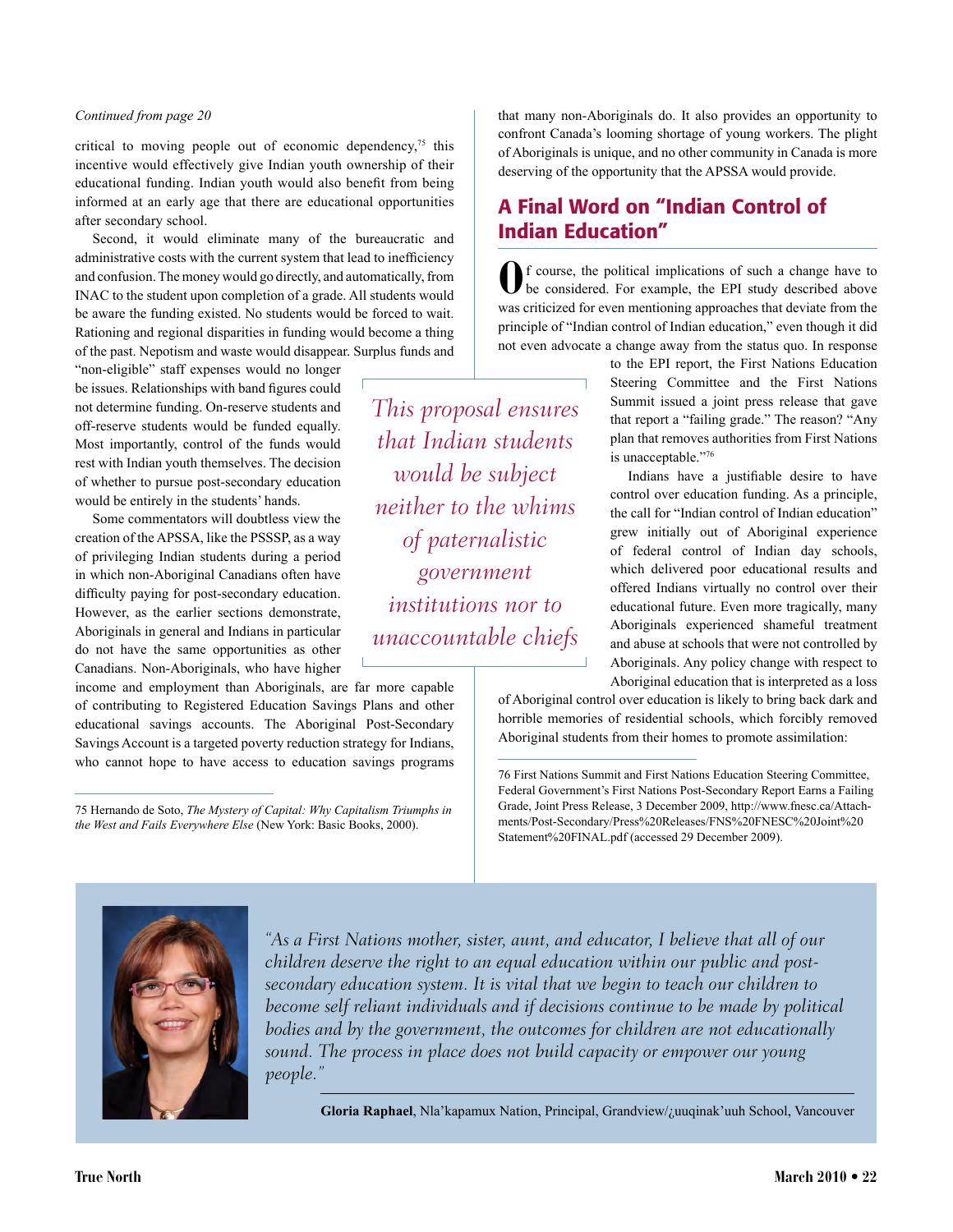*Continued from page 20*

critical to moving people out of economic dependency,[75] this incentive would effectively give Indian youth ownership of their educational funding. Indian youth would also benefit from being informed at an early age that there are educational opportunities after secondary school.

Second, it would eliminate many of the bureaucratic and administrative costs with the current system that lead to inefficiency and confusion. The money would go directly, and automatically, from INAC to the student upon completion of a grade. All students would be aware the funding existed. No students would be forced to wait. Rationing and regional disparities in funding would become a thing of the past. Nepotism and waste would disappear. Surplus funds and "non-eligible" staff expenses would no longer be issues. Relationships with band figures could not determine funding. On-reserve students and off-reserve students would be funded equally. Most importantly, control of the funds would rest with Indian youth themselves. The decision of whether to pursue post-secondary education would be entirely in the students' hands.

> *This proposal ensures that Indian students would be subject neither to the whims of paternalistic government institutions nor to unaccountable chiefs*

Some commentators will doubtless view the creation of the APSSA, like the PSSSP, as a way of privileging Indian students during a period in which non-Aboriginal Canadians often have difficulty paying for post-secondary education. However, as the earlier sections demonstrate, Aboriginals in general and Indians in particular do not have the same opportunities as other Canadians. Non-Aboriginals, who have higher income and employment than Aboriginals, are far more capable of contributing to Registered Education Savings Plans and other educational savings accounts. The Aboriginal Post-Secondary Savings Account is a targeted poverty reduction strategy for Indians, who cannot hope to have access to education savings programs that many non-Aboriginals do. It also provides an opportunity to confront Canada's looming shortage of young workers. The plight of Aboriginals is unique, and no other community in Canada is more deserving of the opportunity that the APSSA would provide.

## A Final Word on "Indian Control of Indian Education"

Of course, the political implications of such a change have to be considered. For example, the EPI study described above was criticized for even mentioning approaches that deviate from the principle of "Indian control of Indian education," even though it did not even advocate a change away from the status quo. In response to the EPI report, the First Nations Education Steering Committee and the First Nations Summit issued a joint press release that gave that report a "failing grade." The reason? "Any plan that removes authorities from First Nations is unacceptable."[76]

Indians have a justifiable desire to have control over education funding. As a principle, the call for "Indian control of Indian education" grew initially out of Aboriginal experience of federal control of Indian day schools, which delivered poor educational results and offered Indians virtually no control over their educational future. Even more tragically, many Aboriginals experienced shameful treatment and abuse at schools that were not controlled by Aboriginals. Any policy change with respect to Aboriginal education that is interpreted as a loss of Aboriginal control over education is likely to bring back dark and horrible memories of residential schools, which forcibly removed Aboriginal students from their homes to promote assimilation:

---

75 Hernando de Soto, *The Mystery of Capital: Why Capitalism Triumphs in the West and Fails Everywhere Else* (New York: Basic Books, 2000).

76 First Nations Summit and First Nations Education Steering Committee, Federal Government's First Nations Post-Secondary Report Earns a Failing Grade, Joint Press Release, 3 December 2009, http://www.fnesc.ca/Attachments/Post-Secondary/Press%20Releases/FNS%20FNESC%20Joint%20Statement%20FINAL.pdf (accessed 29 December 2009).

---

*"As a First Nations mother, sister, aunt, and educator, I believe that all of our children deserve the right to an equal education within our public and post-secondary education system. It is vital that we begin to teach our children to become self reliant individuals and if decisions continue to be made by political bodies and by the government, the outcomes for children are not educationally sound. The process in place does not build capacity or empower our young people."*

**Gloria Raphael**, Nla'kapamux Nation, Principal, Grandview/¿uuqinak'uuh School, Vancouver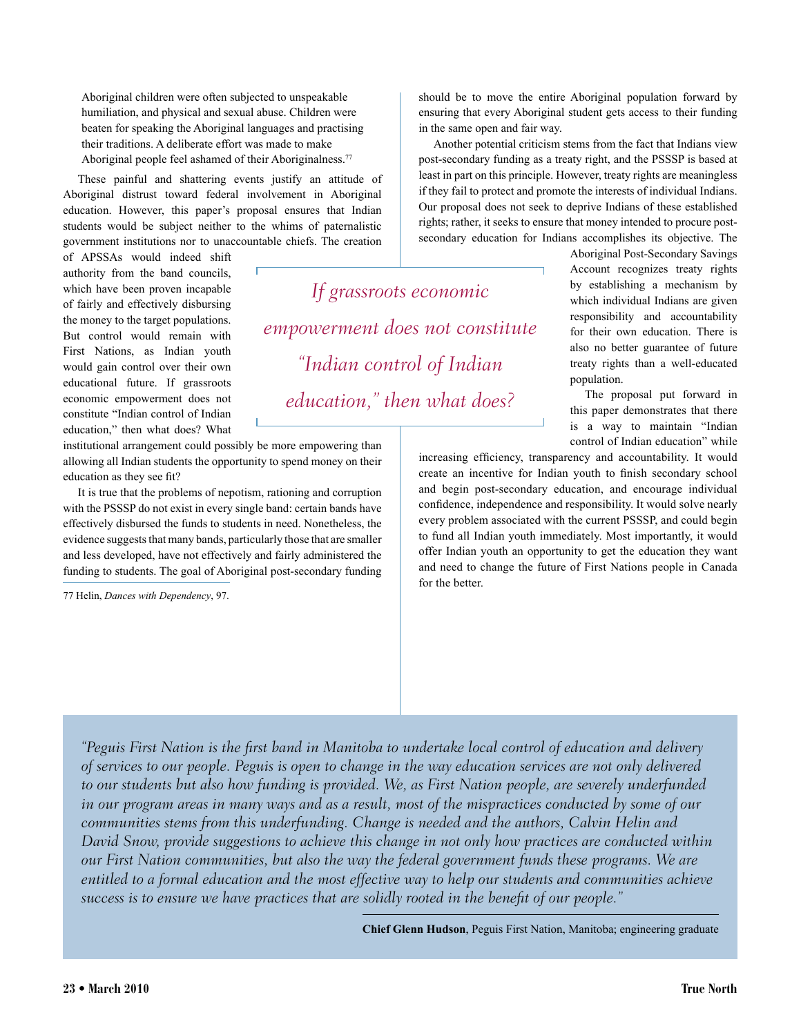> Aboriginal children were often subjected to unspeakable humiliation, and physical and sexual abuse. Children were beaten for speaking the Aboriginal languages and practising their traditions. A deliberate effort was made to make Aboriginal people feel ashamed of their Aboriginalness.[77]

These painful and shattering events justify an attitude of Aboriginal distrust toward federal involvement in Aboriginal education. However, this paper's proposal ensures that Indian students would be subject neither to the whims of paternalistic government institutions nor to unaccountable chiefs. The creation of APSSAs would indeed shift authority from the band councils, which have been proven incapable of fairly and effectively disbursing the money to the target populations. But control would remain with First Nations, as Indian youth would gain control over their own educational future. If grassroots economic empowerment does not constitute "Indian control of Indian education," then what does? What institutional arrangement could possibly be more empowering than allowing all Indian students the opportunity to spend money on their education as they see fit?

*If grassroots economic empowerment does not constitute "Indian control of Indian education," then what does?*

It is true that the problems of nepotism, rationing and corruption with the PSSSP do not exist in every single band: certain bands have effectively disbursed the funds to students in need. Nonetheless, the evidence suggests that many bands, particularly those that are smaller and less developed, have not effectively and fairly administered the funding to students. The goal of Aboriginal post-secondary funding should be to move the entire Aboriginal population forward by ensuring that every Aboriginal student gets access to their funding in the same open and fair way.

Another potential criticism stems from the fact that Indians view post-secondary funding as a treaty right, and the PSSSP is based at least in part on this principle. However, treaty rights are meaningless if they fail to protect and promote the interests of individual Indians. Our proposal does not seek to deprive Indians of these established rights; rather, it seeks to ensure that money intended to procure post-secondary education for Indians accomplishes its objective. The Aboriginal Post-Secondary Savings Account recognizes treaty rights by establishing a mechanism by which individual Indians are given responsibility and accountability for their own education. There is also no better guarantee of future treaty rights than a well-educated population.

The proposal put forward in this paper demonstrates that there is a way to maintain "Indian control of Indian education" while increasing efficiency, transparency and accountability. It would create an incentive for Indian youth to finish secondary school and begin post-secondary education, and encourage individual confidence, independence and responsibility. It would solve nearly every problem associated with the current PSSSP, and could begin to fund all Indian youth immediately. Most importantly, it would offer Indian youth an opportunity to get the education they want and need to change the future of First Nations people in Canada for the better.

77 Helin, *Dances with Dependency*, 97.

> *"Peguis First Nation is the first band in Manitoba to undertake local control of education and delivery of services to our people. Peguis is open to change in the way education services are not only delivered to our students but also how funding is provided. We, as First Nation people, are severely underfunded in our program areas in many ways and as a result, most of the mispractices conducted by some of our communities stems from this underfunding. Change is needed and the authors, Calvin Helin and David Snow, provide suggestions to achieve this change in not only how practices are conducted within our First Nation communities, but also the way the federal government funds these programs. We are entitled to a formal education and the most effective way to help our students and communities achieve success is to ensure we have practices that are solidly rooted in the benefit of our people."*
>
> **Chief Glenn Hudson**, Peguis First Nation, Manitoba; engineering graduate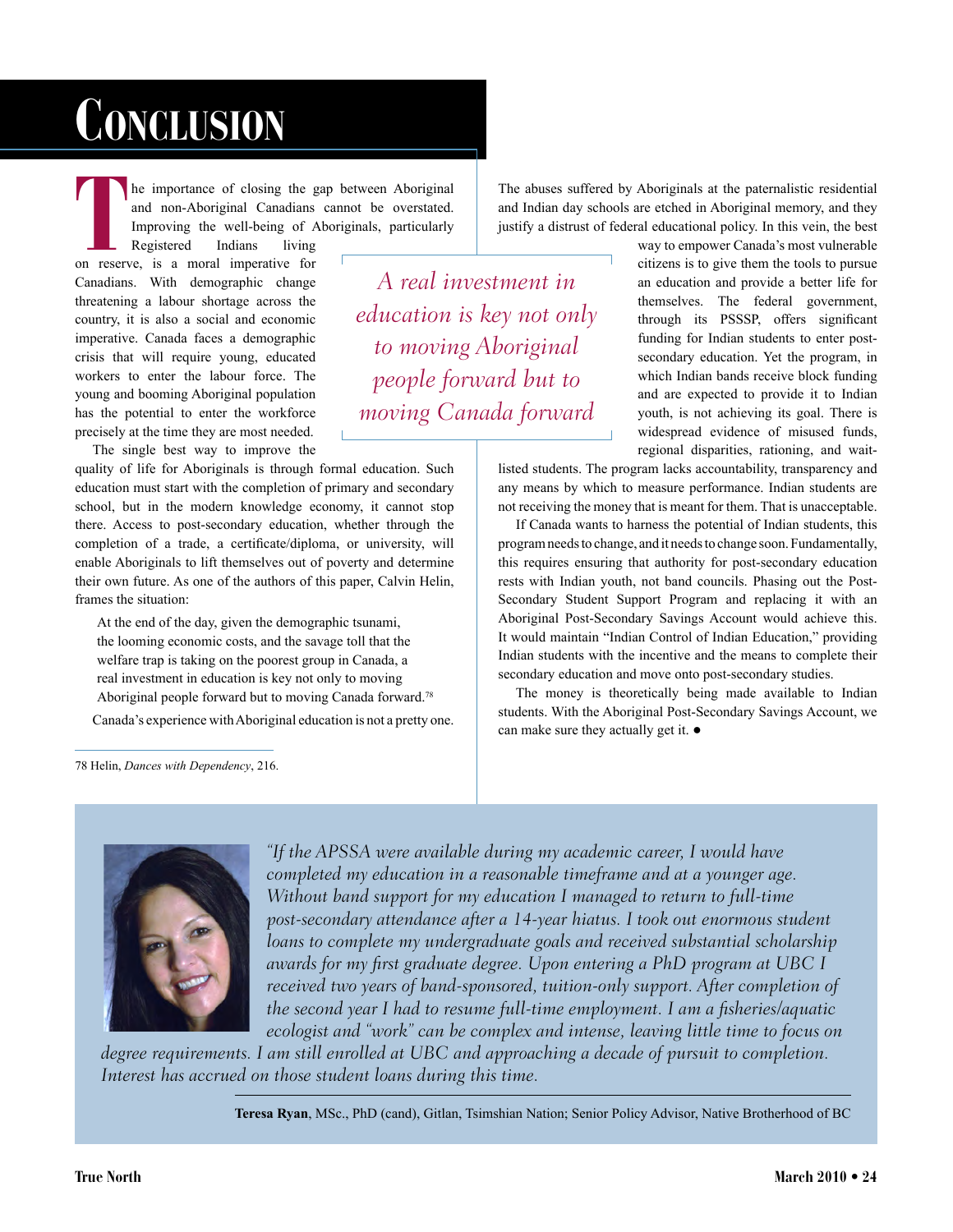# Conclusion

The importance of closing the gap between Aboriginal and non-Aboriginal Canadians cannot be overstated. Improving the well-being of Aboriginals, particularly Registered Indians living on reserve, is a moral imperative for Canadians. With demographic change threatening a labour shortage across the country, it is also a social and economic imperative. Canada faces a demographic crisis that will require young, educated workers to enter the labour force. The young and booming Aboriginal population has the potential to enter the workforce precisely at the time they are most needed.

The single best way to improve the quality of life for Aboriginals is through formal education. Such education must start with the completion of primary and secondary school, but in the modern knowledge economy, it cannot stop there. Access to post-secondary education, whether through the completion of a trade, a certificate/diploma, or university, will enable Aboriginals to lift themselves out of poverty and determine their own future. As one of the authors of this paper, Calvin Helin, frames the situation:

> At the end of the day, given the demographic tsunami, the looming economic costs, and the savage toll that the welfare trap is taking on the poorest group in Canada, a real investment in education is key not only to moving Aboriginal people forward but to moving Canada forward.[78]

Canada's experience with Aboriginal education is not a pretty one.

> *A real investment in education is key not only to moving Aboriginal people forward but to moving Canada forward*

The abuses suffered by Aboriginals at the paternalistic residential and Indian day schools are etched in Aboriginal memory, and they justify a distrust of federal educational policy. In this vein, the best way to empower Canada's most vulnerable citizens is to give them the tools to pursue an education and provide a better life for themselves. The federal government, through its PSSSP, offers significant funding for Indian students to enter post-secondary education. Yet the program, in which Indian bands receive block funding and are expected to provide it to Indian youth, is not achieving its goal. There is widespread evidence of misused funds, regional disparities, rationing, and wait-listed students. The program lacks accountability, transparency and any means by which to measure performance. Indian students are not receiving the money that is meant for them. That is unacceptable.

If Canada wants to harness the potential of Indian students, this program needs to change, and it needs to change soon. Fundamentally, this requires ensuring that authority for post-secondary education rests with Indian youth, not band councils. Phasing out the Post-Secondary Student Support Program and replacing it with an Aboriginal Post-Secondary Savings Account would achieve this. It would maintain "Indian Control of Indian Education," providing Indian students with the incentive and the means to complete their secondary education and move onto post-secondary studies.

The money is theoretically being made available to Indian students. With the Aboriginal Post-Secondary Savings Account, we can make sure they actually get it. ●

---

78 Helin, *Dances with Dependency*, 216.

---

*"If the APSSA were available during my academic career, I would have completed my education in a reasonable timeframe and at a younger age. Without band support for my education I managed to return to full-time post-secondary attendance after a 14-year hiatus. I took out enormous student loans to complete my undergraduate goals and received substantial scholarship awards for my first graduate degree. Upon entering a PhD program at UBC I received two years of band-sponsored, tuition-only support. After completion of the second year I had to resume full-time employment. I am a fisheries/aquatic ecologist and "work" can be complex and intense, leaving little time to focus on degree requirements. I am still enrolled at UBC and approaching a decade of pursuit to completion. Interest has accrued on those student loans during this time.*

**Teresa Ryan**, MSc., PhD (cand), Gitlan, Tsimshian Nation; Senior Policy Advisor, Native Brotherhood of BC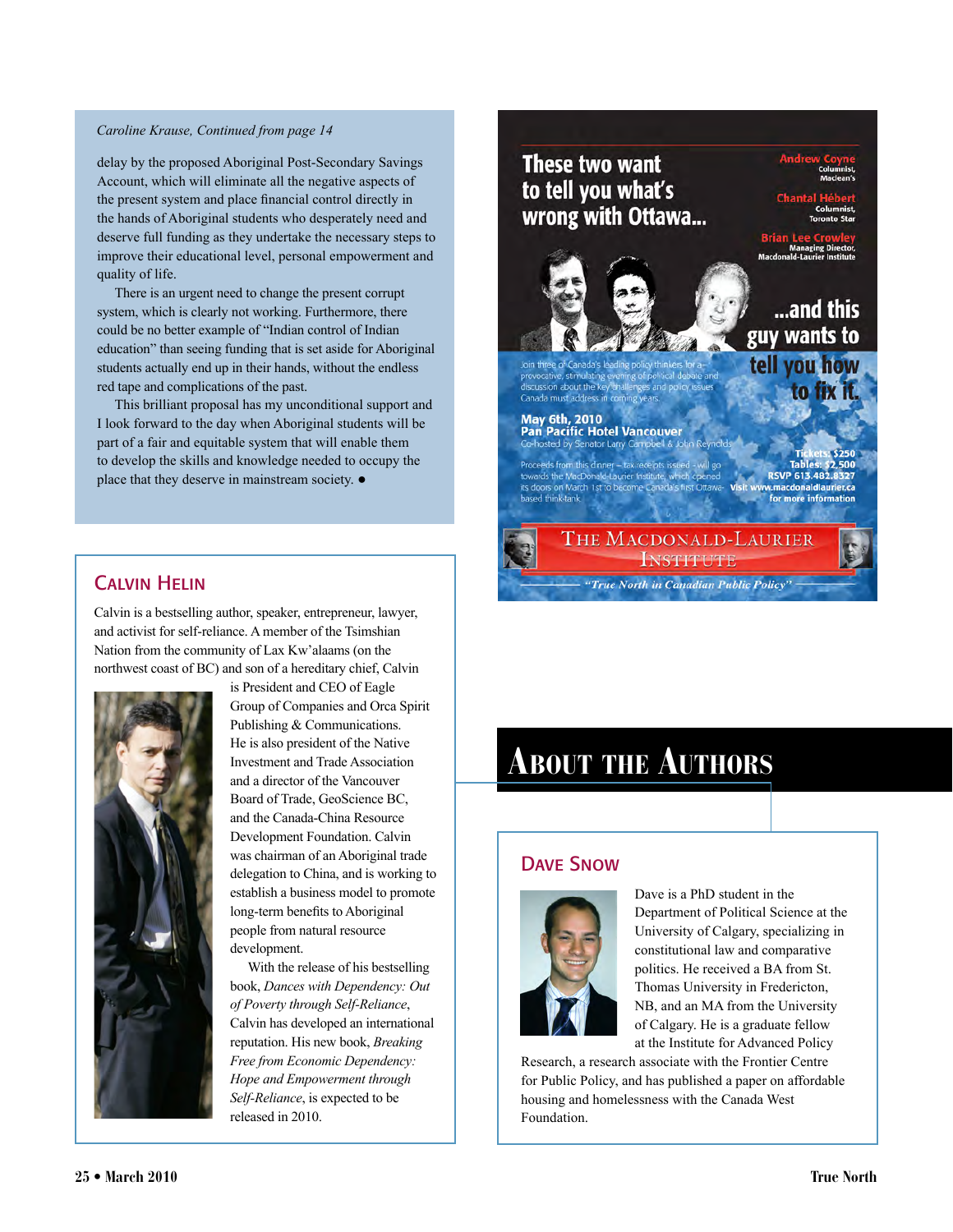*Caroline Krause, Continued from page 14*

delay by the proposed Aboriginal Post-Secondary Savings Account, which will eliminate all the negative aspects of the present system and place financial control directly in the hands of Aboriginal students who desperately need and deserve full funding as they undertake the necessary steps to improve their educational level, personal empowerment and quality of life.

There is an urgent need to change the present corrupt system, which is clearly not working. Furthermore, there could be no better example of "Indian control of Indian education" than seeing funding that is set aside for Aboriginal students actually end up in their hands, without the endless red tape and complications of the past.

This brilliant proposal has my unconditional support and I look forward to the day when Aboriginal students will be part of a fair and equitable system that will enable them to develop the skills and knowledge needed to occupy the place that they deserve in mainstream society. ●

These two want to tell you what's wrong with Ottawa...

Andrew Coyne, Columnist, Maclean's

Chantal Hébert, Columnist, Toronto Star

Brian Lee Crowley, Managing Director, Macdonald-Laurier Institute

...and this guy wants to tell you how to fix it.

Join three of Canada's leading policy thinkers for a provocative, stimulating evening of political debate and discussion about the key challenges and policy issues Canada must address in coming years.

**May 6th, 2010**
**Pan Pacific Hotel Vancouver**
Co-hosted by Senator Larry Campbell & John Reynolds

Proceeds from this dinner – tax receipts issued – will go towards the MacDonald-Laurier Institute, which opened its doors on March 1st to become Canada's first Ottawa-based think-tank.

**Tickets: $250**
**Tables: $2,500**
**RSVP 613.482.8327**
**Visit www.macdonaldlaurier.ca for more information**

THE MACDONALD-LAURIER INSTITUTE
*"True North in Canadian Public Policy"*

# About the Authors

## Calvin Helin

Calvin is a bestselling author, speaker, entrepreneur, lawyer, and activist for self-reliance. A member of the Tsimshian Nation from the community of Lax Kw'alaams (on the northwest coast of BC) and son of a hereditary chief, Calvin is President and CEO of Eagle Group of Companies and Orca Spirit Publishing & Communications. He is also president of the Native Investment and Trade Association and a director of the Vancouver Board of Trade, GeoScience BC, and the Canada-China Resource Development Foundation. Calvin was chairman of an Aboriginal trade delegation to China, and is working to establish a business model to promote long-term benefits to Aboriginal people from natural resource development.

With the release of his bestselling book, *Dances with Dependency: Out of Poverty through Self-Reliance*, Calvin has developed an international reputation. His new book, *Breaking Free from Economic Dependency: Hope and Empowerment through Self-Reliance*, is expected to be released in 2010.

## Dave Snow

Dave is a PhD student in the Department of Political Science at the University of Calgary, specializing in constitutional law and comparative politics. He received a BA from St. Thomas University in Fredericton, NB, and an MA from the University of Calgary. He is a graduate fellow at the Institute for Advanced Policy Research, a research associate with the Frontier Centre for Public Policy, and has published a paper on affordable housing and homelessness with the Canada West Foundation.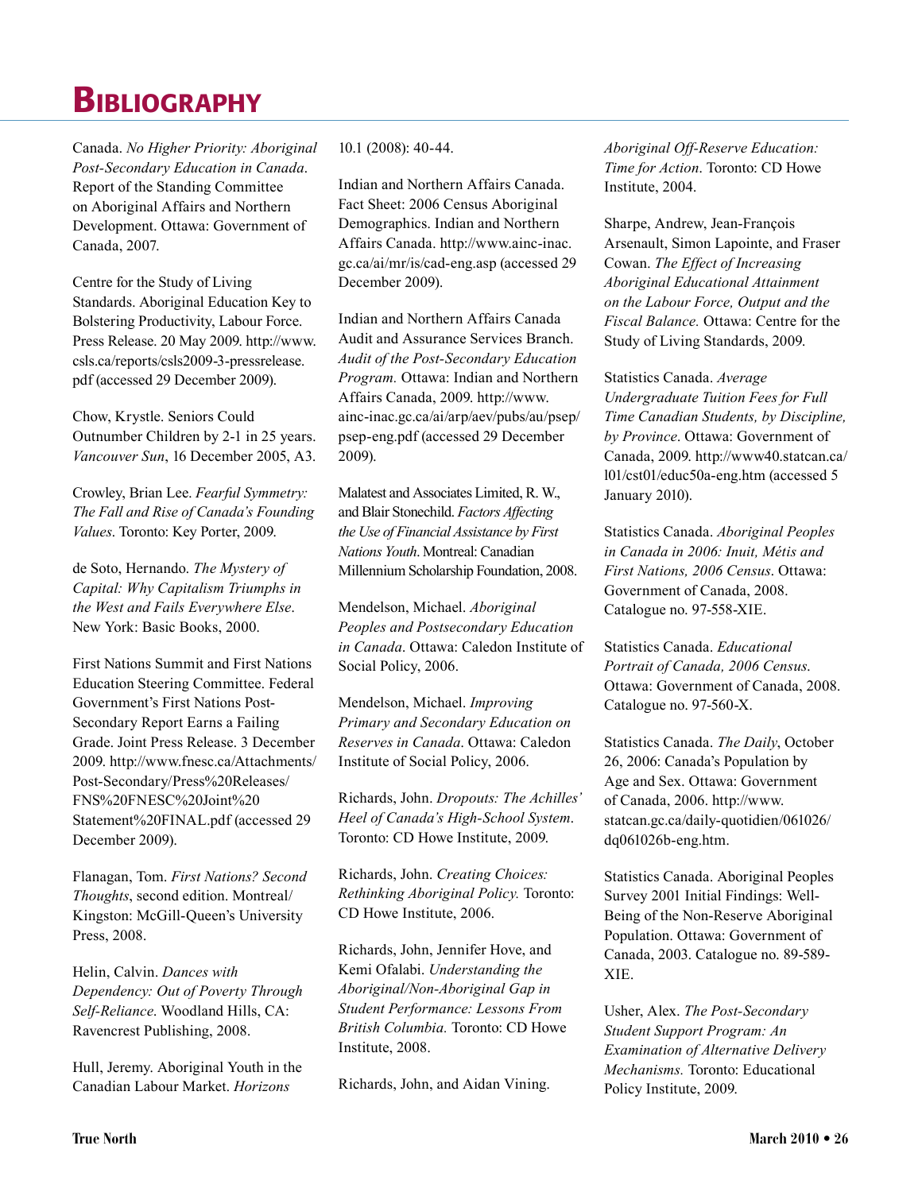# Bibliography

Canada. *No Higher Priority: Aboriginal Post-Secondary Education in Canada*. Report of the Standing Committee on Aboriginal Affairs and Northern Development. Ottawa: Government of Canada, 2007.

Centre for the Study of Living Standards. Aboriginal Education Key to Bolstering Productivity, Labour Force. Press Release. 20 May 2009. http://www.csls.ca/reports/csls2009-3-pressrelease.pdf (accessed 29 December 2009).

Chow, Krystle. Seniors Could Outnumber Children by 2-1 in 25 years. *Vancouver Sun*, 16 December 2005, A3.

Crowley, Brian Lee. *Fearful Symmetry: The Fall and Rise of Canada's Founding Values*. Toronto: Key Porter, 2009.

de Soto, Hernando. *The Mystery of Capital: Why Capitalism Triumphs in the West and Fails Everywhere Else*. New York: Basic Books, 2000.

First Nations Summit and First Nations Education Steering Committee. Federal Government's First Nations Post-Secondary Report Earns a Failing Grade. Joint Press Release. 3 December 2009. http://www.fnesc.ca/Attachments/Post-Secondary/Press%20Releases/FNS%20FNESC%20Joint%20Statement%20FINAL.pdf (accessed 29 December 2009).

Flanagan, Tom. *First Nations? Second Thoughts*, second edition. Montreal/Kingston: McGill-Queen's University Press, 2008.

Helin, Calvin. *Dances with Dependency: Out of Poverty Through Self-Reliance*. Woodland Hills, CA: Ravencrest Publishing, 2008.

Hull, Jeremy. Aboriginal Youth in the Canadian Labour Market. *Horizons* 10.1 (2008): 40-44.

Indian and Northern Affairs Canada. Fact Sheet: 2006 Census Aboriginal Demographics. Indian and Northern Affairs Canada. http://www.ainc-inac.gc.ca/ai/mr/is/cad-eng.asp (accessed 29 December 2009).

Indian and Northern Affairs Canada Audit and Assurance Services Branch. *Audit of the Post-Secondary Education Program.* Ottawa: Indian and Northern Affairs Canada, 2009. http://www.ainc-inac.gc.ca/ai/arp/aev/pubs/au/psep/psep-eng.pdf (accessed 29 December 2009).

Malatest and Associates Limited, R. W., and Blair Stonechild. *Factors Affecting the Use of Financial Assistance by First Nations Youth.* Montreal: Canadian Millennium Scholarship Foundation, 2008.

Mendelson, Michael. *Aboriginal Peoples and Postsecondary Education in Canada*. Ottawa: Caledon Institute of Social Policy, 2006.

Mendelson, Michael. *Improving Primary and Secondary Education on Reserves in Canada*. Ottawa: Caledon Institute of Social Policy, 2006.

Richards, John. *Dropouts: The Achilles' Heel of Canada's High-School System*. Toronto: CD Howe Institute, 2009.

Richards, John. *Creating Choices: Rethinking Aboriginal Policy.* Toronto: CD Howe Institute, 2006.

Richards, John, Jennifer Hove, and Kemi Ofalabi. *Understanding the Aboriginal/Non-Aboriginal Gap in Student Performance: Lessons From British Columbia.* Toronto: CD Howe Institute, 2008.

Richards, John, and Aidan Vining. *Aboriginal Off-Reserve Education: Time for Action*. Toronto: CD Howe Institute, 2004.

Sharpe, Andrew, Jean-François Arsenault, Simon Lapointe, and Fraser Cowan. *The Effect of Increasing Aboriginal Educational Attainment on the Labour Force, Output and the Fiscal Balance.* Ottawa: Centre for the Study of Living Standards, 2009.

Statistics Canada. *Average Undergraduate Tuition Fees for Full Time Canadian Students, by Discipline, by Province*. Ottawa: Government of Canada, 2009. http://www40.statcan.ca/l01/cst01/educ50a-eng.htm (accessed 5 January 2010).

Statistics Canada. *Aboriginal Peoples in Canada in 2006: Inuit, Métis and First Nations, 2006 Census*. Ottawa: Government of Canada, 2008. Catalogue no. 97-558-XIE.

Statistics Canada. *Educational Portrait of Canada, 2006 Census.* Ottawa: Government of Canada, 2008. Catalogue no. 97-560-X.

Statistics Canada. *The Daily*, October 26, 2006: Canada's Population by Age and Sex. Ottawa: Government of Canada, 2006. http://www.statcan.gc.ca/daily-quotidien/061026/dq061026b-eng.htm.

Statistics Canada. Aboriginal Peoples Survey 2001 Initial Findings: Well-Being of the Non-Reserve Aboriginal Population. Ottawa: Government of Canada, 2003. Catalogue no. 89-589-XIE.

Usher, Alex. *The Post-Secondary Student Support Program: An Examination of Alternative Delivery Mechanisms.* Toronto: Educational Policy Institute, 2009.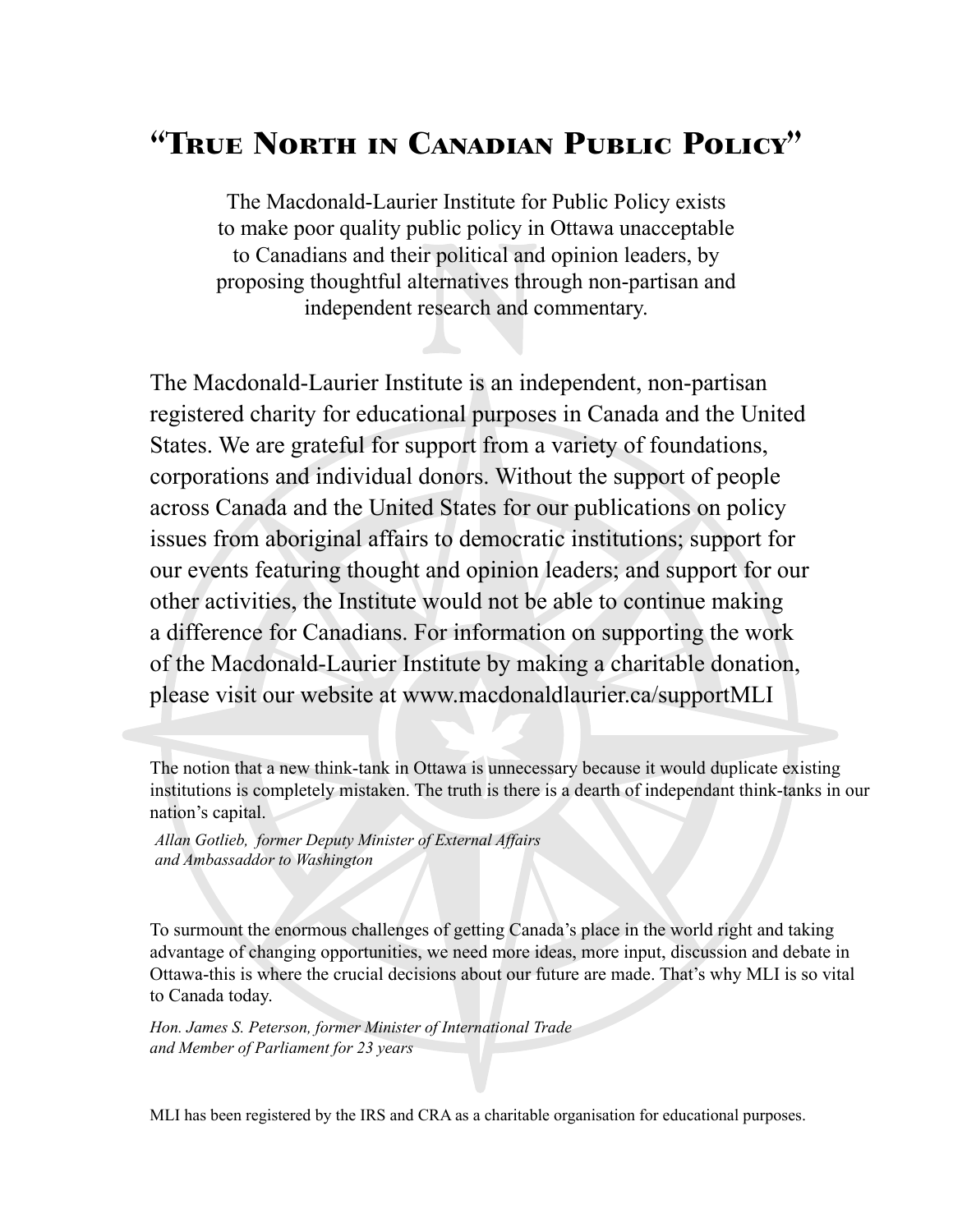# "True North in Canadian Public Policy"

The Macdonald-Laurier Institute for Public Policy exists to make poor quality public policy in Ottawa unacceptable to Canadians and their political and opinion leaders, by proposing thoughtful alternatives through non-partisan and independent research and commentary.

The Macdonald-Laurier Institute is an independent, non-partisan registered charity for educational purposes in Canada and the United States. We are grateful for support from a variety of foundations, corporations and individual donors. Without the support of people across Canada and the United States for our publications on policy issues from aboriginal affairs to democratic institutions; support for our events featuring thought and opinion leaders; and support for our other activities, the Institute would not be able to continue making a difference for Canadians. For information on supporting the work of the Macdonald-Laurier Institute by making a charitable donation, please visit our website at www.macdonaldlaurier.ca/supportMLI

The notion that a new think-tank in Ottawa is unnecessary because it would duplicate existing institutions is completely mistaken. The truth is there is a dearth of independant think-tanks in our nation's capital.

*Allan Gotlieb, former Deputy Minister of External Affairs and Ambassador to Washington*

To surmount the enormous challenges of getting Canada's place in the world right and taking advantage of changing opportunities, we need more ideas, more input, discussion and debate in Ottawa-this is where the crucial decisions about our future are made. That's why MLI is so vital to Canada today.

*Hon. James S. Peterson, former Minister of International Trade and Member of Parliament for 23 years*

MLI has been registered by the IRS and CRA as a charitable organisation for educational purposes.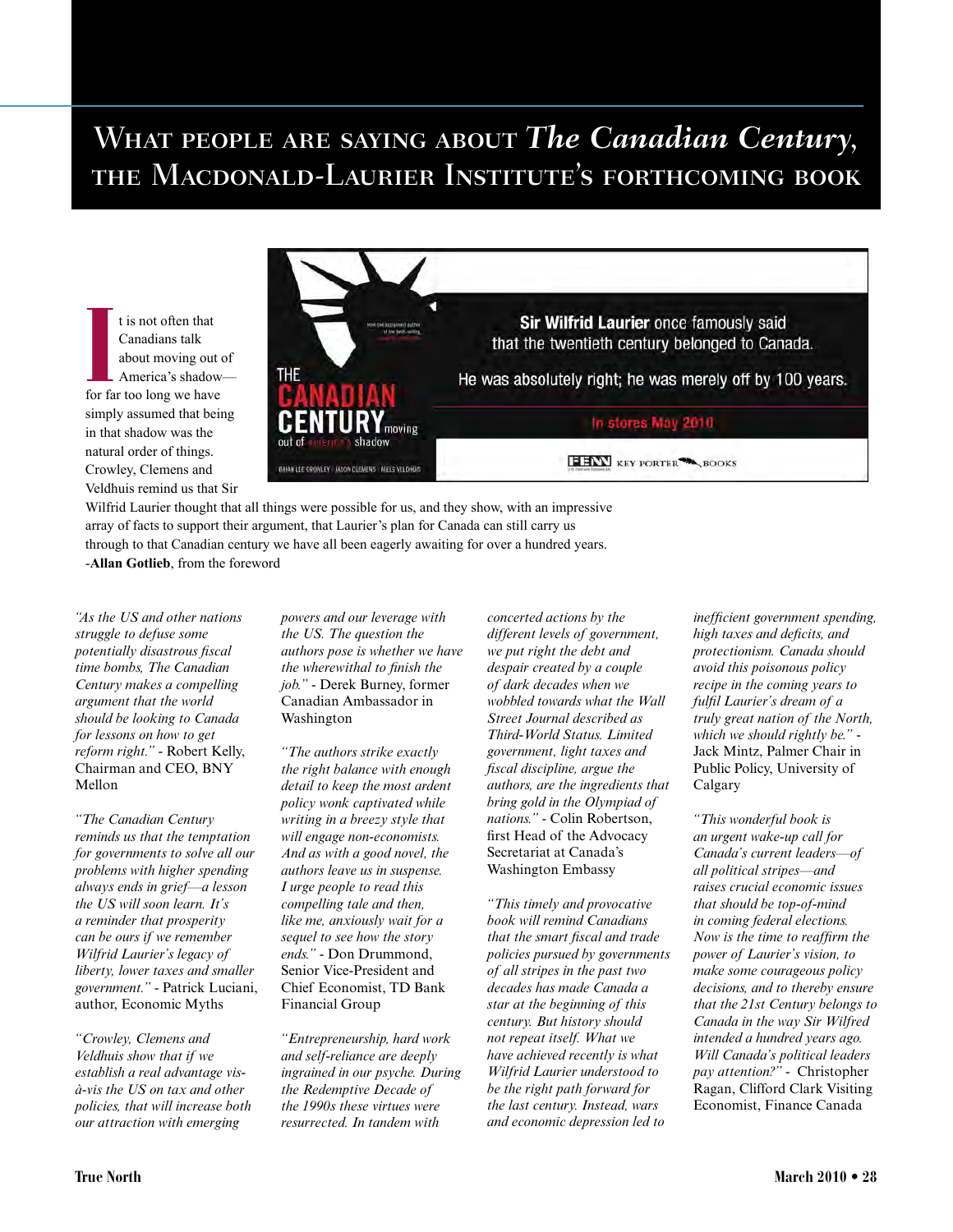# What people are saying about *The Canadian Century*, the Macdonald-Laurier Institute's forthcoming book

**Sir Wilfrid Laurier** once famously said that the twentieth century belonged to Canada.

He was absolutely right; he was merely off by 100 years.

In stores May 2010

It is not often that Canadians talk about moving out of America's shadow—for far too long we have simply assumed that being in that shadow was the natural order of things. Crowley, Clemens and Veldhuis remind us that Sir Wilfrid Laurier thought that all things were possible for us, and they show, with an impressive array of facts to support their argument, that Laurier's plan for Canada can still carry us through to that Canadian century we have all been eagerly awaiting for over a hundred years.
-**Allan Gotlieb**, from the foreword

*"As the US and other nations struggle to defuse some potentially disastrous fiscal time bombs, The Canadian Century makes a compelling argument that the world should be looking to Canada for lessons on how to get reform right."* - Robert Kelly, Chairman and CEO, BNY Mellon

*"The Canadian Century reminds us that the temptation for governments to solve all our problems with higher spending always ends in grief—a lesson the US will soon learn. It's a reminder that prosperity can be ours if we remember Wilfrid Laurier's legacy of liberty, lower taxes and smaller government."* - Patrick Luciani, author, Economic Myths

*"Crowley, Clemens and Veldhuis show that if we establish a real advantage vis-à-vis the US on tax and other policies, that will increase both our attraction with emerging powers and our leverage with the US. The question the authors pose is whether we have the wherewithal to finish the job."* - Derek Burney, former Canadian Ambassador in Washington

*"The authors strike exactly the right balance with enough detail to keep the most ardent policy wonk captivated while writing in a breezy style that will engage non-economists. And as with a good novel, the authors leave us in suspense. I urge people to read this compelling tale and then, like me, anxiously wait for a sequel to see how the story ends."* - Don Drummond, Senior Vice-President and Chief Economist, TD Bank Financial Group

*"Entrepreneurship, hard work and self-reliance are deeply ingrained in our psyche. During the Redemptive Decade of the 1990s these virtues were resurrected. In tandem with concerted actions by the different levels of government, we put right the debt and despair created by a couple of dark decades when we wobbled towards what the Wall Street Journal described as Third-World Status. Limited government, light taxes and fiscal discipline, argue the authors, are the ingredients that bring gold in the Olympiad of nations."* - Colin Robertson, first Head of the Advocacy Secretariat at Canada's Washington Embassy

*"This timely and provocative book will remind Canadians that the smart fiscal and trade policies pursued by governments of all stripes in the past two decades has made Canada a star at the beginning of this century. But history should not repeat itself. What we have achieved recently is what Wilfrid Laurier understood to be the right path forward for the last century. Instead, wars and economic depression led to inefficient government spending, high taxes and deficits, and protectionism. Canada should avoid this poisonous policy recipe in the coming years to fulfil Laurier's dream of a truly great nation of the North, which we should rightly be."* - Jack Mintz, Palmer Chair in Public Policy, University of Calgary

*"This wonderful book is an urgent wake-up call for Canada's current leaders—of all political stripes—and raises crucial economic issues that should be top-of-mind in coming federal elections. Now is the time to reaffirm the power of Laurier's vision, to make some courageous policy decisions, and to thereby ensure that the 21st Century belongs to Canada in the way Sir Wilfred intended a hundred years ago. Will Canada's political leaders pay attention?"* - Christopher Ragan, Clifford Clark Visiting Economist, Finance Canada